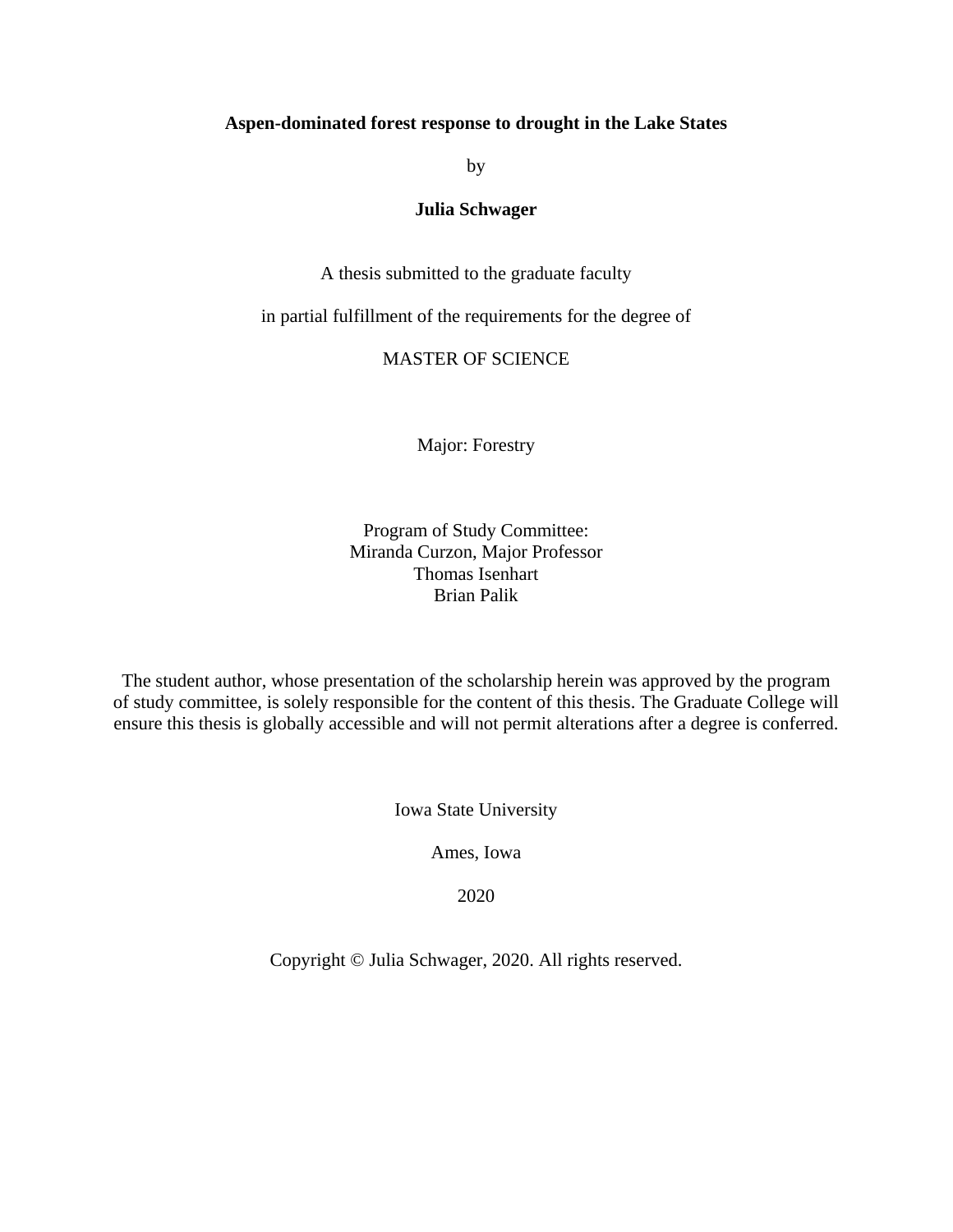**Aspen-dominated forest response to drought in the Lake States**

by

**Julia Schwager**

A thesis submitted to the graduate faculty

in partial fulfillment of the requirements for the degree of

MASTER OF SCIENCE

Major: Forestry

Program of Study Committee:
Miranda Curzon, Major Professor
Thomas Isenhart
Brian Palik

The student author, whose presentation of the scholarship herein was approved by the program of study committee, is solely responsible for the content of this thesis. The Graduate College will ensure this thesis is globally accessible and will not permit alterations after a degree is conferred.

Iowa State University

Ames, Iowa

2020

Copyright © Julia Schwager, 2020. All rights reserved.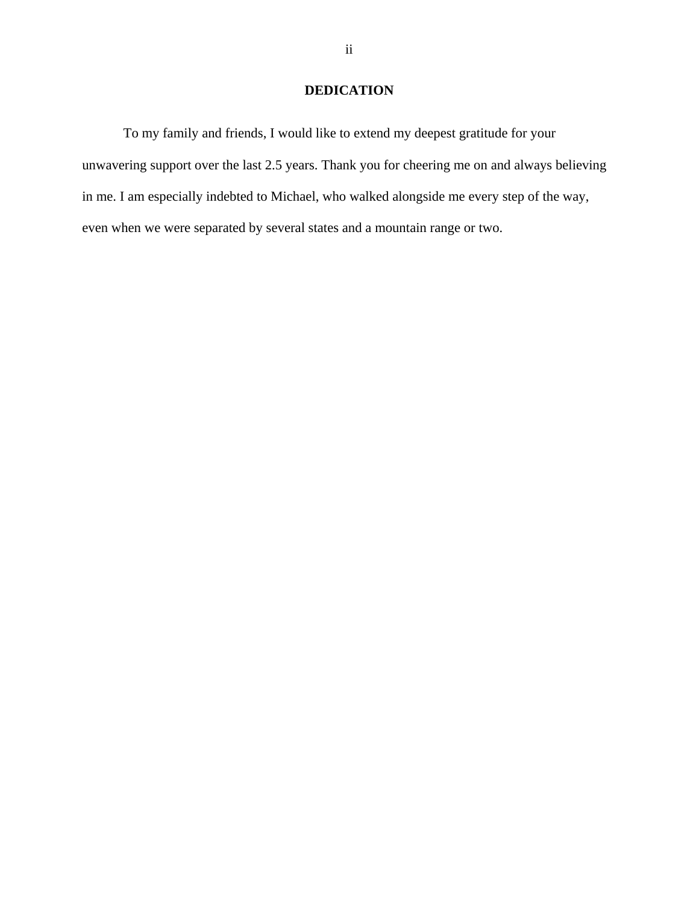# DEDICATION

To my family and friends, I would like to extend my deepest gratitude for your unwavering support over the last 2.5 years. Thank you for cheering me on and always believing in me. I am especially indebted to Michael, who walked alongside me every step of the way, even when we were separated by several states and a mountain range or two.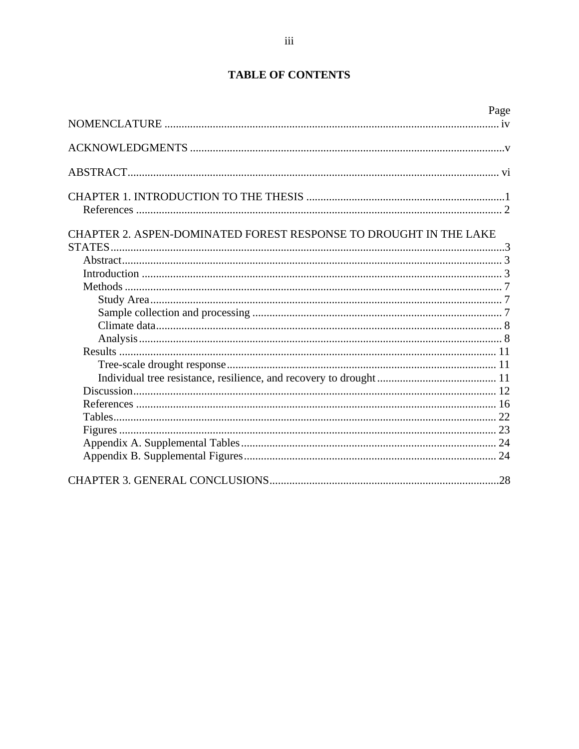# TABLE OF CONTENTS

| | Page |
|---|---|
| NOMENCLATURE | iv |
| ACKNOWLEDGMENTS | v |
| ABSTRACT | vi |
| CHAPTER 1. INTRODUCTION TO THE THESIS | 1 |
| References | 2 |
| CHAPTER 2. ASPEN-DOMINATED FOREST RESPONSE TO DROUGHT IN THE LAKE STATES | 3 |
| Abstract | 3 |
| Introduction | 3 |
| Methods | 7 |
| Study Area | 7 |
| Sample collection and processing | 7 |
| Climate data | 8 |
| Analysis | 8 |
| Results | 11 |
| Tree-scale drought response | 11 |
| Individual tree resistance, resilience, and recovery to drought | 11 |
| Discussion | 12 |
| References | 16 |
| Tables | 22 |
| Figures | 23 |
| Appendix A. Supplemental Tables | 24 |
| Appendix B. Supplemental Figures | 24 |
| CHAPTER 3. GENERAL CONCLUSIONS | 28 |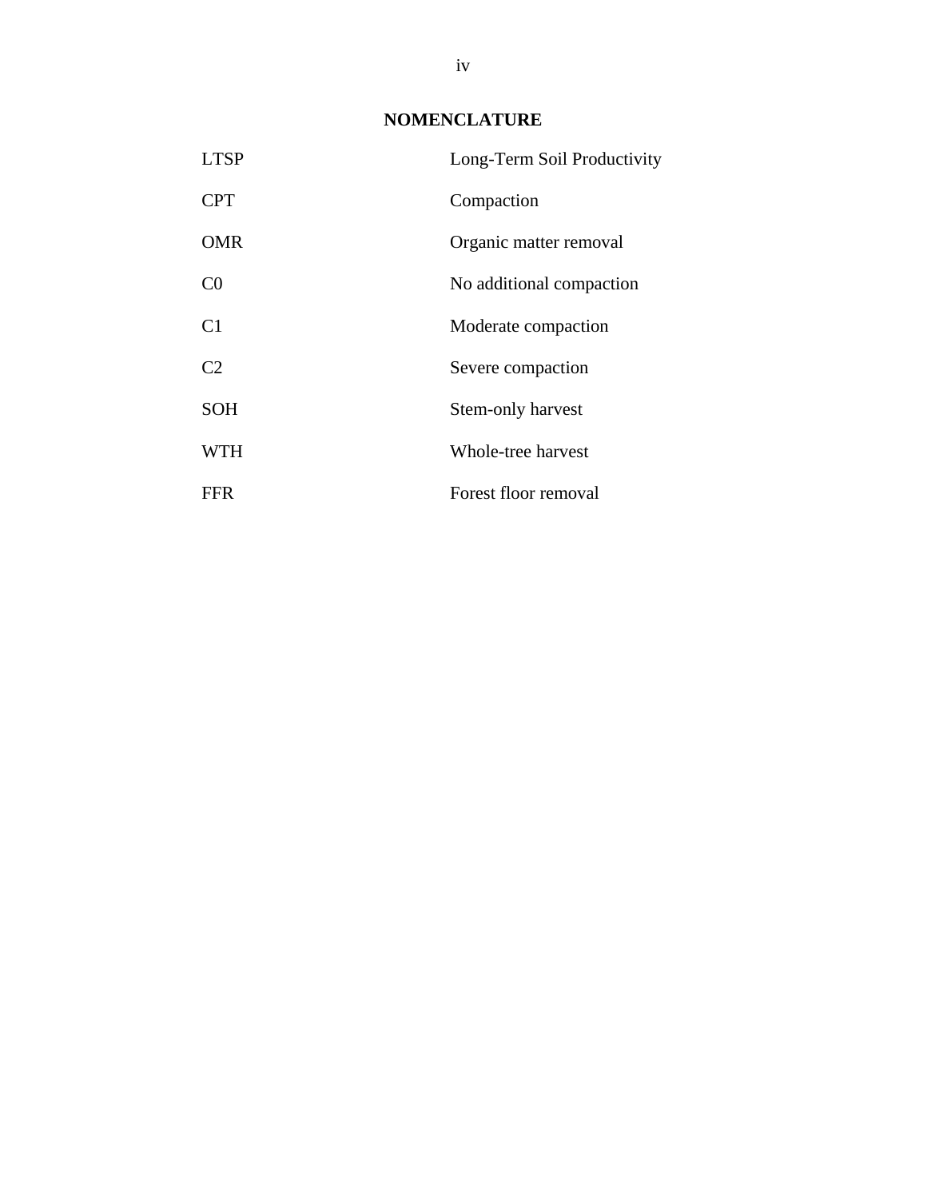# NOMENCLATURE

| | |
|---|---|
| LTSP | Long-Term Soil Productivity |
| CPT | Compaction |
| OMR | Organic matter removal |
| C0 | No additional compaction |
| C1 | Moderate compaction |
| C2 | Severe compaction |
| SOH | Stem-only harvest |
| WTH | Whole-tree harvest |
| FFR | Forest floor removal |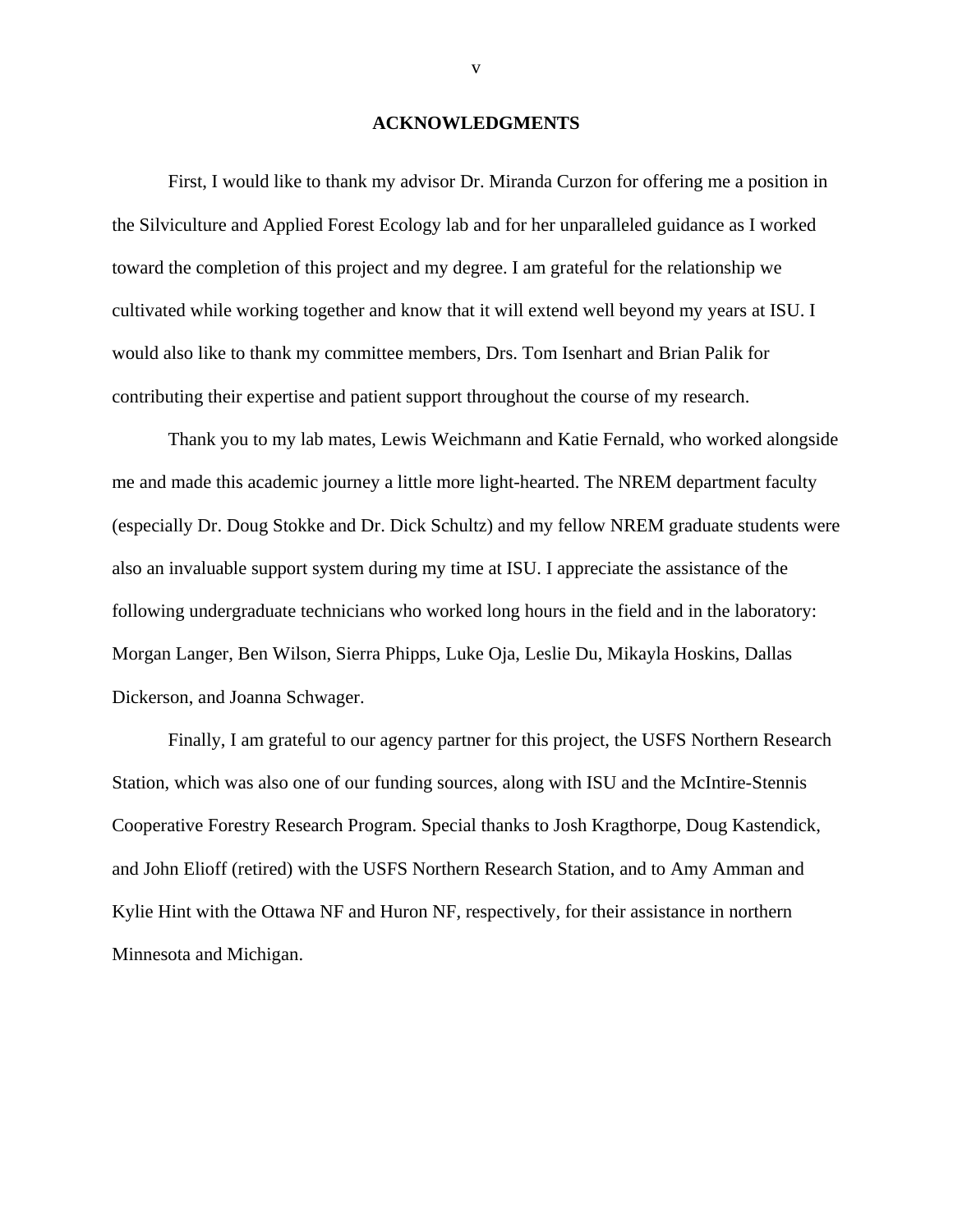# ACKNOWLEDGMENTS

First, I would like to thank my advisor Dr. Miranda Curzon for offering me a position in the Silviculture and Applied Forest Ecology lab and for her unparalleled guidance as I worked toward the completion of this project and my degree. I am grateful for the relationship we cultivated while working together and know that it will extend well beyond my years at ISU. I would also like to thank my committee members, Drs. Tom Isenhart and Brian Palik for contributing their expertise and patient support throughout the course of my research.

Thank you to my lab mates, Lewis Weichmann and Katie Fernald, who worked alongside me and made this academic journey a little more light-hearted. The NREM department faculty (especially Dr. Doug Stokke and Dr. Dick Schultz) and my fellow NREM graduate students were also an invaluable support system during my time at ISU. I appreciate the assistance of the following undergraduate technicians who worked long hours in the field and in the laboratory: Morgan Langer, Ben Wilson, Sierra Phipps, Luke Oja, Leslie Du, Mikayla Hoskins, Dallas Dickerson, and Joanna Schwager.

Finally, I am grateful to our agency partner for this project, the USFS Northern Research Station, which was also one of our funding sources, along with ISU and the McIntire-Stennis Cooperative Forestry Research Program. Special thanks to Josh Kragthorpe, Doug Kastendick, and John Elioff (retired) with the USFS Northern Research Station, and to Amy Amman and Kylie Hint with the Ottawa NF and Huron NF, respectively, for their assistance in northern Minnesota and Michigan.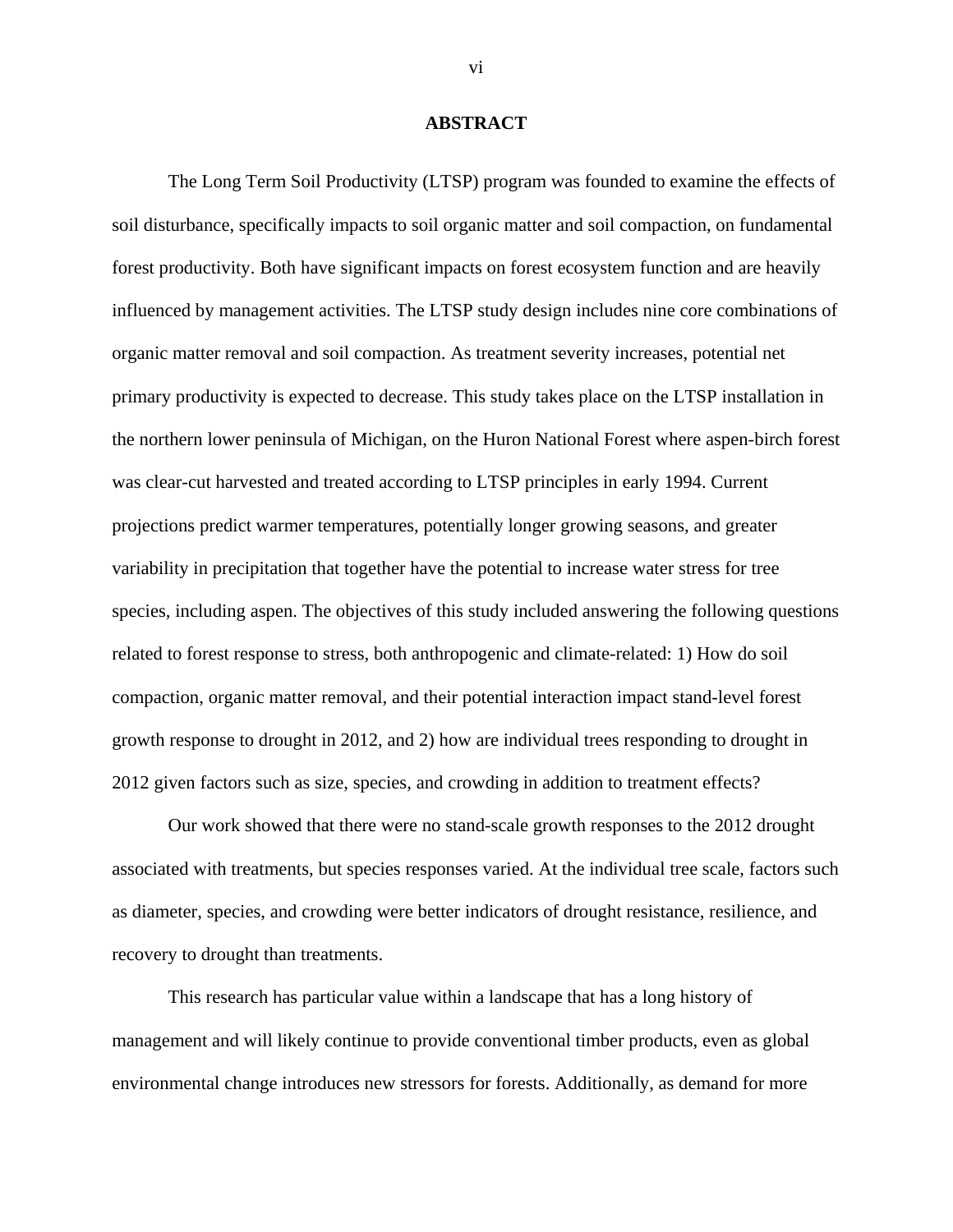## ABSTRACT

The Long Term Soil Productivity (LTSP) program was founded to examine the effects of soil disturbance, specifically impacts to soil organic matter and soil compaction, on fundamental forest productivity. Both have significant impacts on forest ecosystem function and are heavily influenced by management activities. The LTSP study design includes nine core combinations of organic matter removal and soil compaction. As treatment severity increases, potential net primary productivity is expected to decrease. This study takes place on the LTSP installation in the northern lower peninsula of Michigan, on the Huron National Forest where aspen-birch forest was clear-cut harvested and treated according to LTSP principles in early 1994. Current projections predict warmer temperatures, potentially longer growing seasons, and greater variability in precipitation that together have the potential to increase water stress for tree species, including aspen. The objectives of this study included answering the following questions related to forest response to stress, both anthropogenic and climate-related: 1) How do soil compaction, organic matter removal, and their potential interaction impact stand-level forest growth response to drought in 2012, and 2) how are individual trees responding to drought in 2012 given factors such as size, species, and crowding in addition to treatment effects?

Our work showed that there were no stand-scale growth responses to the 2012 drought associated with treatments, but species responses varied. At the individual tree scale, factors such as diameter, species, and crowding were better indicators of drought resistance, resilience, and recovery to drought than treatments.

This research has particular value within a landscape that has a long history of management and will likely continue to provide conventional timber products, even as global environmental change introduces new stressors for forests. Additionally, as demand for more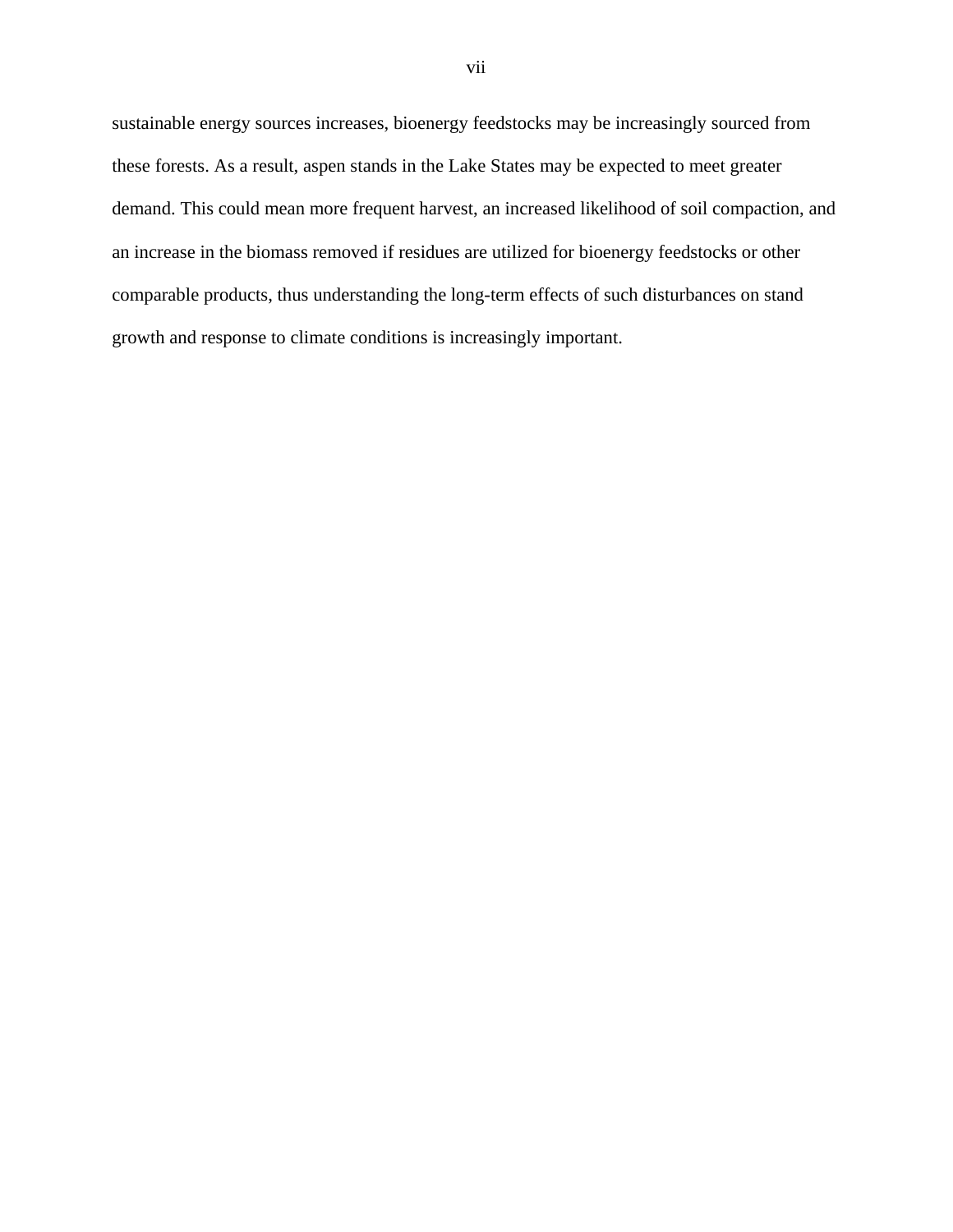sustainable energy sources increases, bioenergy feedstocks may be increasingly sourced from these forests. As a result, aspen stands in the Lake States may be expected to meet greater demand. This could mean more frequent harvest, an increased likelihood of soil compaction, and an increase in the biomass removed if residues are utilized for bioenergy feedstocks or other comparable products, thus understanding the long-term effects of such disturbances on stand growth and response to climate conditions is increasingly important.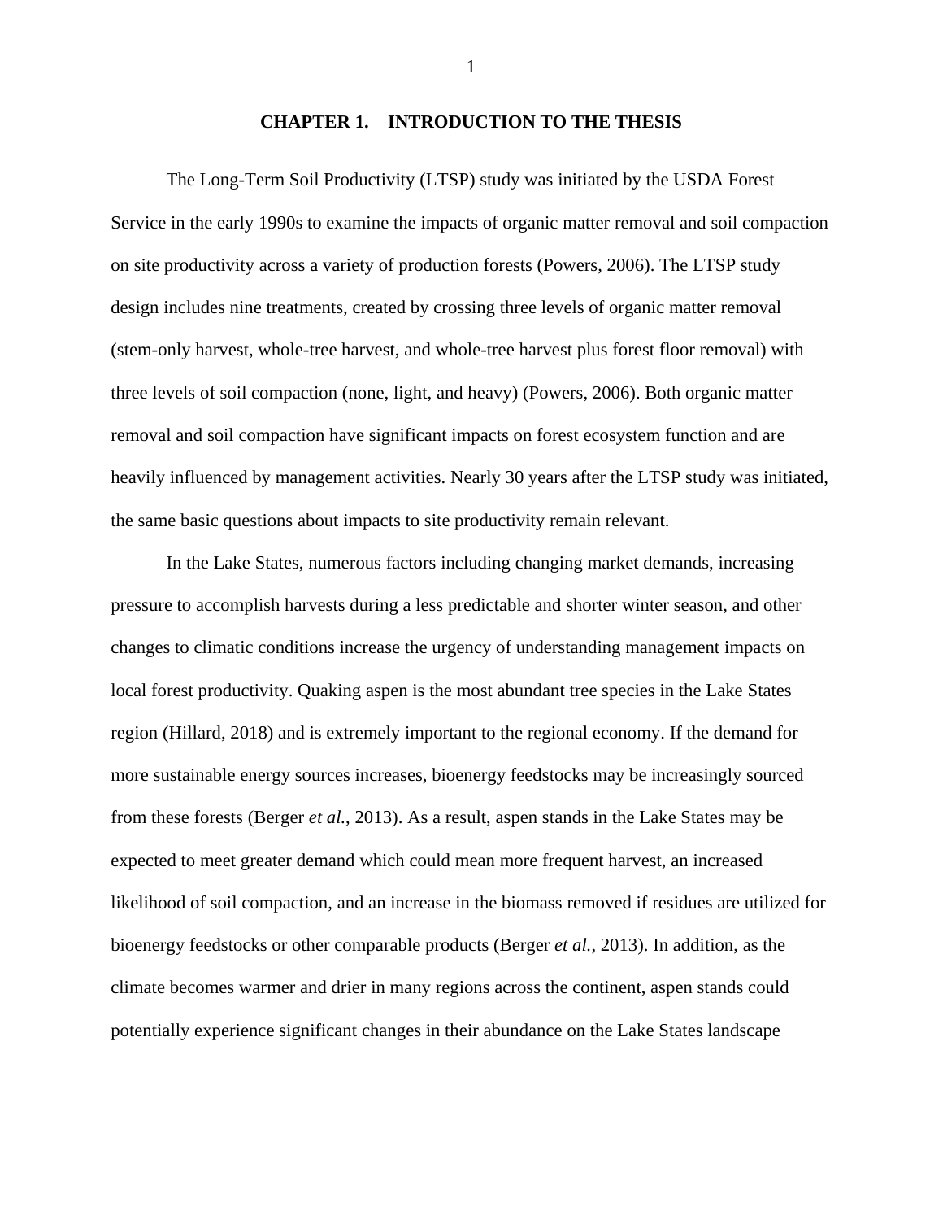# CHAPTER 1. INTRODUCTION TO THE THESIS

The Long-Term Soil Productivity (LTSP) study was initiated by the USDA Forest Service in the early 1990s to examine the impacts of organic matter removal and soil compaction on site productivity across a variety of production forests (Powers, 2006). The LTSP study design includes nine treatments, created by crossing three levels of organic matter removal (stem-only harvest, whole-tree harvest, and whole-tree harvest plus forest floor removal) with three levels of soil compaction (none, light, and heavy) (Powers, 2006). Both organic matter removal and soil compaction have significant impacts on forest ecosystem function and are heavily influenced by management activities. Nearly 30 years after the LTSP study was initiated, the same basic questions about impacts to site productivity remain relevant.

In the Lake States, numerous factors including changing market demands, increasing pressure to accomplish harvests during a less predictable and shorter winter season, and other changes to climatic conditions increase the urgency of understanding management impacts on local forest productivity. Quaking aspen is the most abundant tree species in the Lake States region (Hillard, 2018) and is extremely important to the regional economy. If the demand for more sustainable energy sources increases, bioenergy feedstocks may be increasingly sourced from these forests (Berger *et al.*, 2013). As a result, aspen stands in the Lake States may be expected to meet greater demand which could mean more frequent harvest, an increased likelihood of soil compaction, and an increase in the biomass removed if residues are utilized for bioenergy feedstocks or other comparable products (Berger *et al.*, 2013). In addition, as the climate becomes warmer and drier in many regions across the continent, aspen stands could potentially experience significant changes in their abundance on the Lake States landscape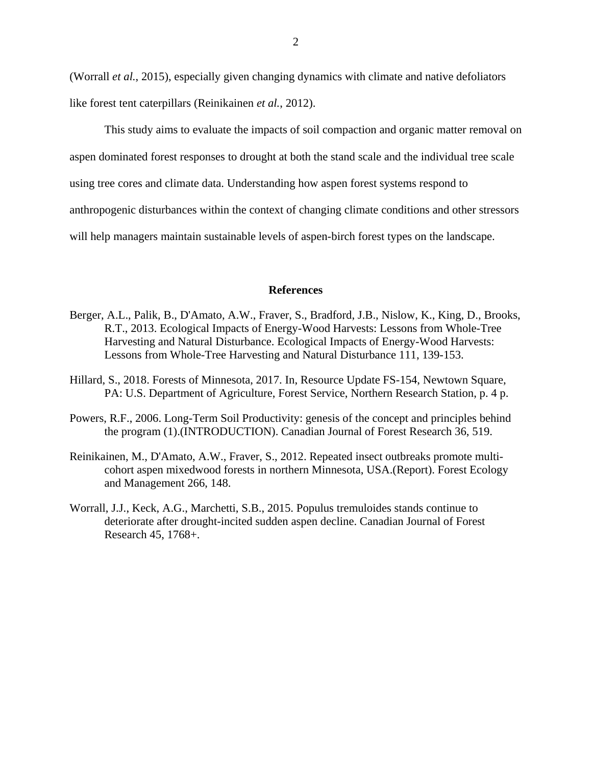(Worrall *et al.*, 2015), especially given changing dynamics with climate and native defoliators like forest tent caterpillars (Reinikainen *et al.*, 2012).

This study aims to evaluate the impacts of soil compaction and organic matter removal on aspen dominated forest responses to drought at both the stand scale and the individual tree scale using tree cores and climate data. Understanding how aspen forest systems respond to anthropogenic disturbances within the context of changing climate conditions and other stressors will help managers maintain sustainable levels of aspen-birch forest types on the landscape.

## References

Berger, A.L., Palik, B., D'Amato, A.W., Fraver, S., Bradford, J.B., Nislow, K., King, D., Brooks, R.T., 2013. Ecological Impacts of Energy-Wood Harvests: Lessons from Whole-Tree Harvesting and Natural Disturbance. Ecological Impacts of Energy-Wood Harvests: Lessons from Whole-Tree Harvesting and Natural Disturbance 111, 139-153.

Hillard, S., 2018. Forests of Minnesota, 2017. In, Resource Update FS-154, Newtown Square, PA: U.S. Department of Agriculture, Forest Service, Northern Research Station, p. 4 p.

Powers, R.F., 2006. Long-Term Soil Productivity: genesis of the concept and principles behind the program (1).(INTRODUCTION). Canadian Journal of Forest Research 36, 519.

Reinikainen, M., D'Amato, A.W., Fraver, S., 2012. Repeated insect outbreaks promote multi-cohort aspen mixedwood forests in northern Minnesota, USA.(Report). Forest Ecology and Management 266, 148.

Worrall, J.J., Keck, A.G., Marchetti, S.B., 2015. Populus tremuloides stands continue to deteriorate after drought-incited sudden aspen decline. Canadian Journal of Forest Research 45, 1768+.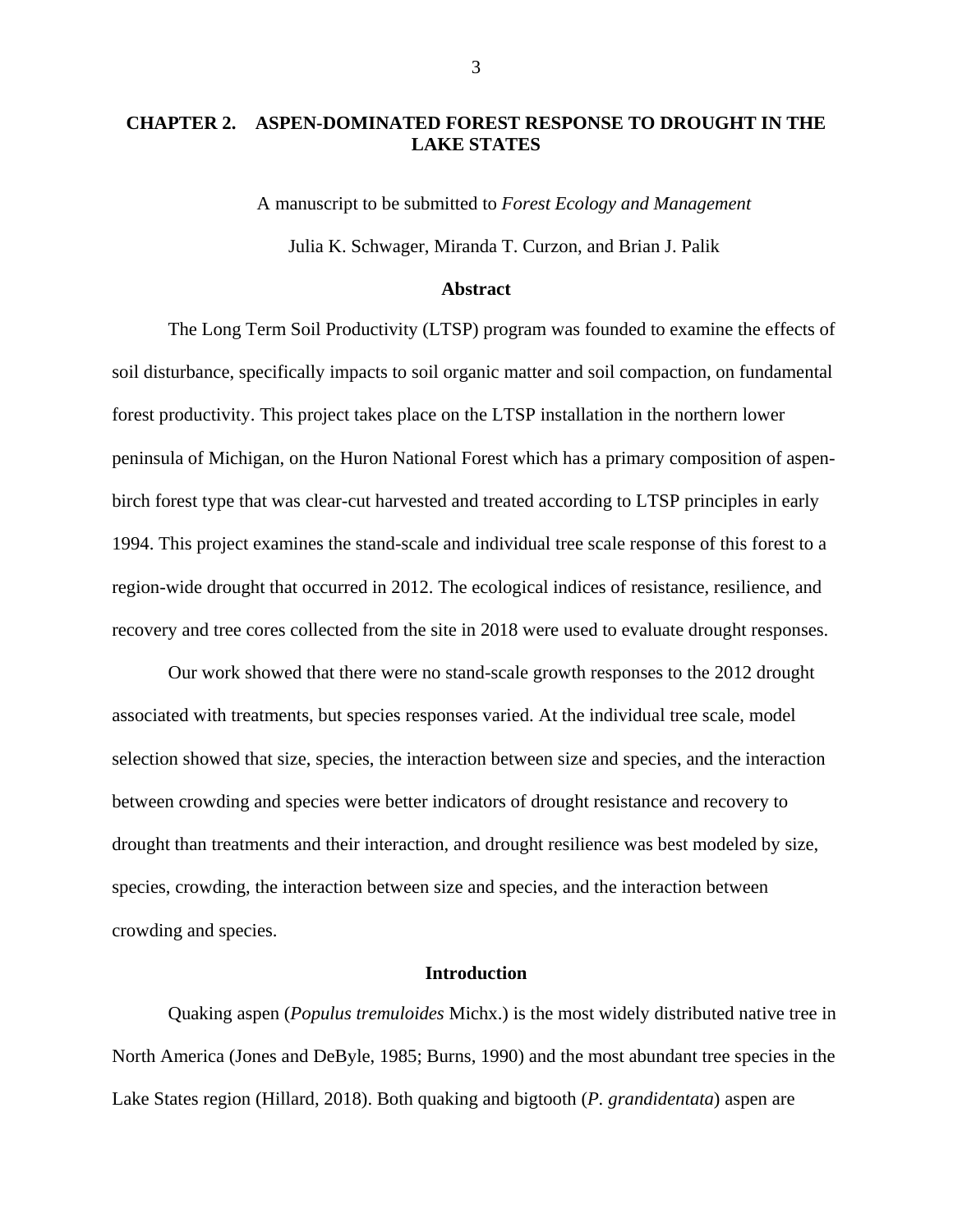## CHAPTER 2. ASPEN-DOMINATED FOREST RESPONSE TO DROUGHT IN THE LAKE STATES

A manuscript to be submitted to *Forest Ecology and Management*

Julia K. Schwager, Miranda T. Curzon, and Brian J. Palik

### Abstract

The Long Term Soil Productivity (LTSP) program was founded to examine the effects of soil disturbance, specifically impacts to soil organic matter and soil compaction, on fundamental forest productivity. This project takes place on the LTSP installation in the northern lower peninsula of Michigan, on the Huron National Forest which has a primary composition of aspen-birch forest type that was clear-cut harvested and treated according to LTSP principles in early 1994. This project examines the stand-scale and individual tree scale response of this forest to a region-wide drought that occurred in 2012. The ecological indices of resistance, resilience, and recovery and tree cores collected from the site in 2018 were used to evaluate drought responses.

Our work showed that there were no stand-scale growth responses to the 2012 drought associated with treatments, but species responses varied. At the individual tree scale, model selection showed that size, species, the interaction between size and species, and the interaction between crowding and species were better indicators of drought resistance and recovery to drought than treatments and their interaction, and drought resilience was best modeled by size, species, crowding, the interaction between size and species, and the interaction between crowding and species.

### Introduction

Quaking aspen (*Populus tremuloides* Michx.) is the most widely distributed native tree in North America (Jones and DeByle, 1985; Burns, 1990) and the most abundant tree species in the Lake States region (Hillard, 2018). Both quaking and bigtooth (*P. grandidentata*) aspen are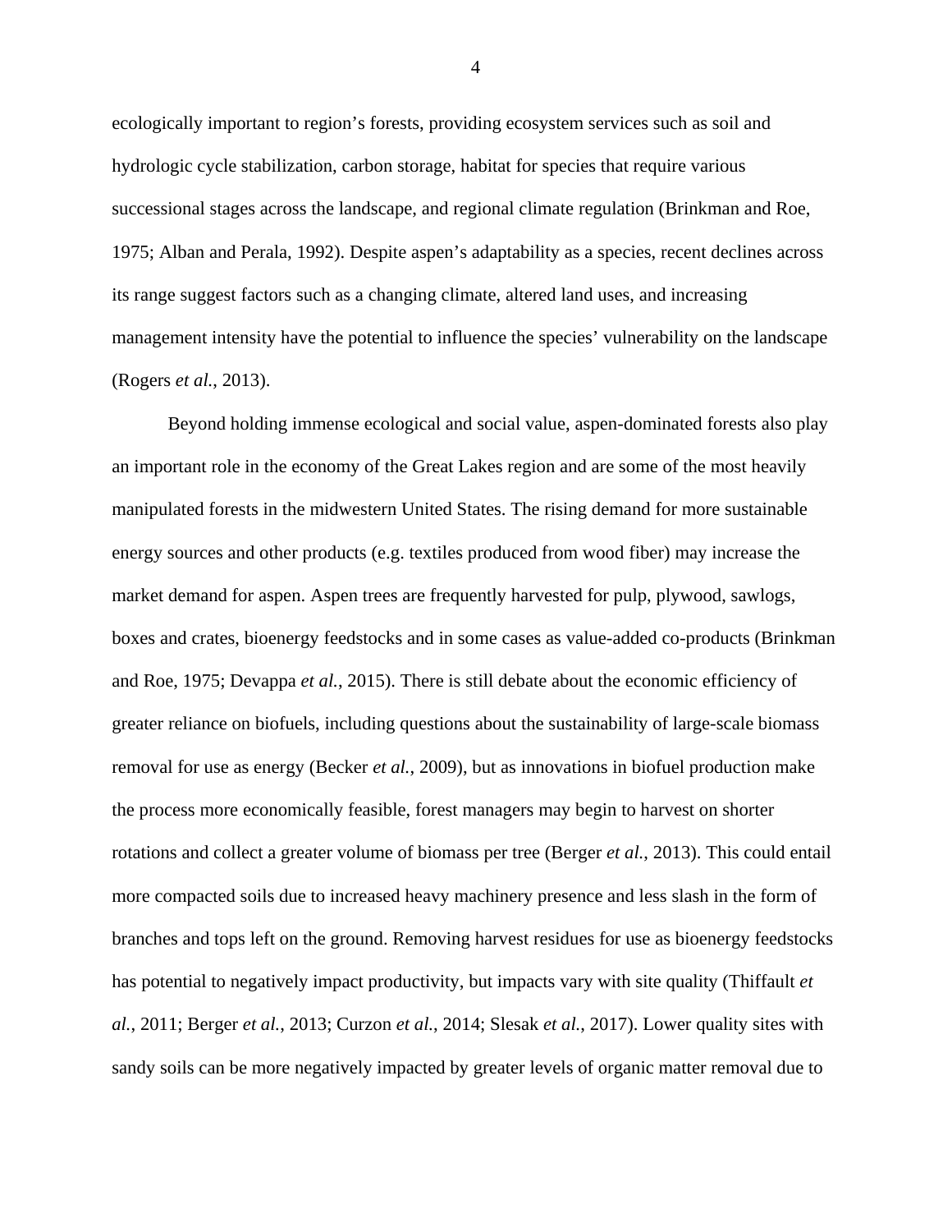ecologically important to region's forests, providing ecosystem services such as soil and hydrologic cycle stabilization, carbon storage, habitat for species that require various successional stages across the landscape, and regional climate regulation (Brinkman and Roe, 1975; Alban and Perala, 1992). Despite aspen's adaptability as a species, recent declines across its range suggest factors such as a changing climate, altered land uses, and increasing management intensity have the potential to influence the species' vulnerability on the landscape (Rogers *et al.*, 2013).

Beyond holding immense ecological and social value, aspen-dominated forests also play an important role in the economy of the Great Lakes region and are some of the most heavily manipulated forests in the midwestern United States. The rising demand for more sustainable energy sources and other products (e.g. textiles produced from wood fiber) may increase the market demand for aspen. Aspen trees are frequently harvested for pulp, plywood, sawlogs, boxes and crates, bioenergy feedstocks and in some cases as value-added co-products (Brinkman and Roe, 1975; Devappa *et al.*, 2015). There is still debate about the economic efficiency of greater reliance on biofuels, including questions about the sustainability of large-scale biomass removal for use as energy (Becker *et al.*, 2009), but as innovations in biofuel production make the process more economically feasible, forest managers may begin to harvest on shorter rotations and collect a greater volume of biomass per tree (Berger *et al.*, 2013). This could entail more compacted soils due to increased heavy machinery presence and less slash in the form of branches and tops left on the ground. Removing harvest residues for use as bioenergy feedstocks has potential to negatively impact productivity, but impacts vary with site quality (Thiffault *et al.*, 2011; Berger *et al.*, 2013; Curzon *et al.*, 2014; Slesak *et al.*, 2017). Lower quality sites with sandy soils can be more negatively impacted by greater levels of organic matter removal due to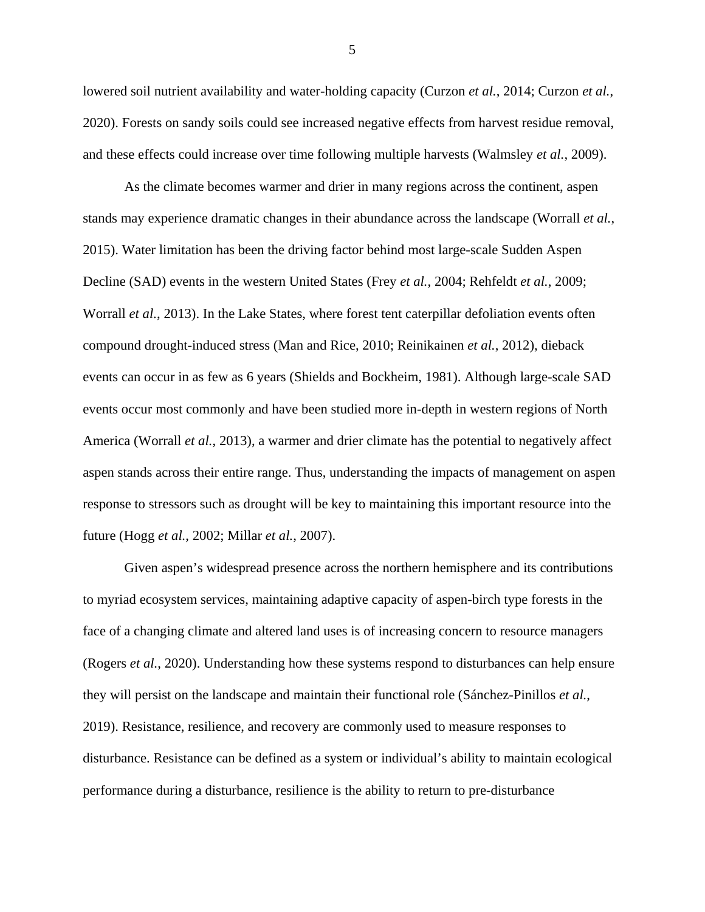lowered soil nutrient availability and water-holding capacity (Curzon *et al.*, 2014; Curzon *et al.*, 2020). Forests on sandy soils could see increased negative effects from harvest residue removal, and these effects could increase over time following multiple harvests (Walmsley *et al.*, 2009).

As the climate becomes warmer and drier in many regions across the continent, aspen stands may experience dramatic changes in their abundance across the landscape (Worrall *et al.*, 2015). Water limitation has been the driving factor behind most large-scale Sudden Aspen Decline (SAD) events in the western United States (Frey *et al.*, 2004; Rehfeldt *et al.*, 2009; Worrall *et al*., 2013). In the Lake States, where forest tent caterpillar defoliation events often compound drought-induced stress (Man and Rice, 2010; Reinikainen *et al.*, 2012), dieback events can occur in as few as 6 years (Shields and Bockheim, 1981). Although large-scale SAD events occur most commonly and have been studied more in-depth in western regions of North America (Worrall *et al.*, 2013), a warmer and drier climate has the potential to negatively affect aspen stands across their entire range. Thus, understanding the impacts of management on aspen response to stressors such as drought will be key to maintaining this important resource into the future (Hogg *et al.*, 2002; Millar *et al.*, 2007).

Given aspen's widespread presence across the northern hemisphere and its contributions to myriad ecosystem services, maintaining adaptive capacity of aspen-birch type forests in the face of a changing climate and altered land uses is of increasing concern to resource managers (Rogers *et al.*, 2020). Understanding how these systems respond to disturbances can help ensure they will persist on the landscape and maintain their functional role (Sánchez-Pinillos *et al.*, 2019). Resistance, resilience, and recovery are commonly used to measure responses to disturbance. Resistance can be defined as a system or individual's ability to maintain ecological performance during a disturbance, resilience is the ability to return to pre-disturbance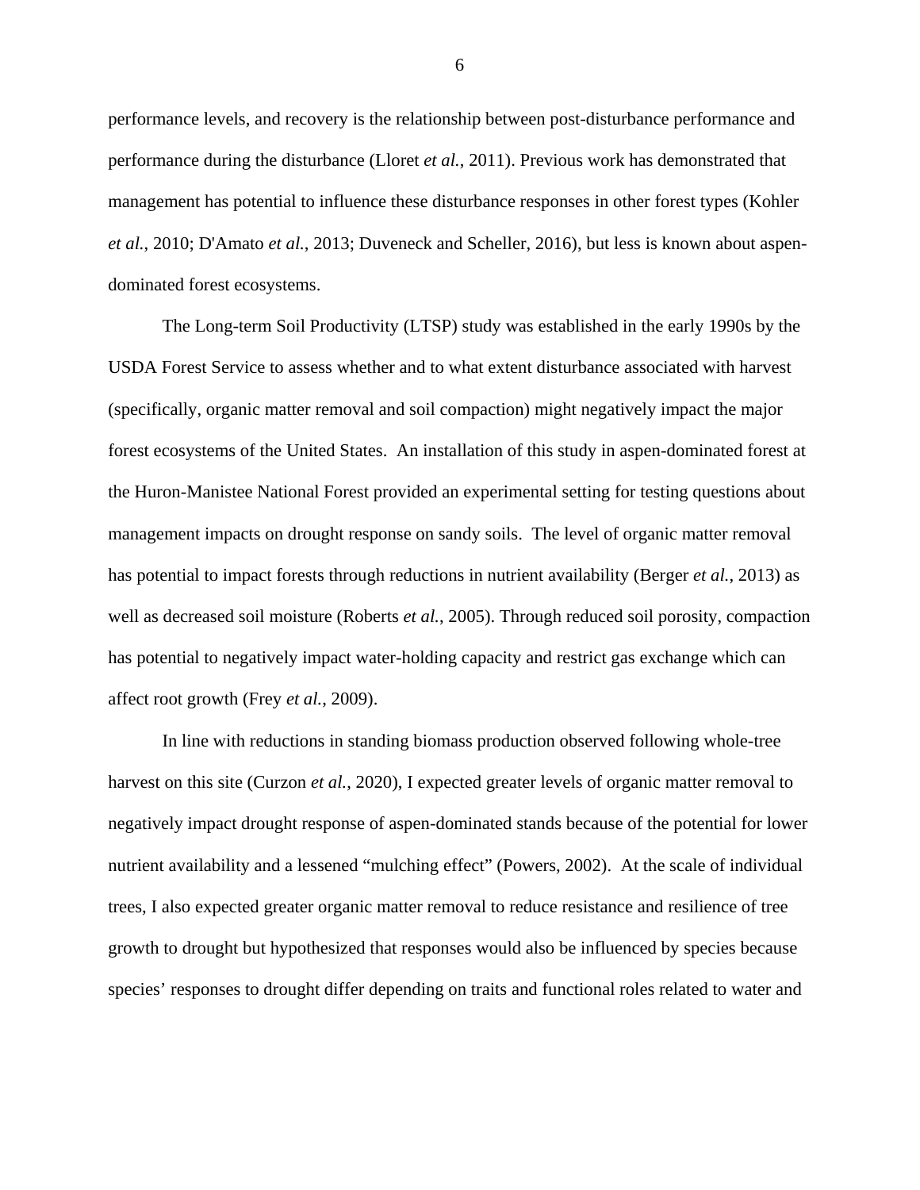performance levels, and recovery is the relationship between post-disturbance performance and performance during the disturbance (Lloret *et al.*, 2011). Previous work has demonstrated that management has potential to influence these disturbance responses in other forest types (Kohler *et al.*, 2010; D'Amato *et al.*, 2013; Duveneck and Scheller, 2016), but less is known about aspen-dominated forest ecosystems.

The Long-term Soil Productivity (LTSP) study was established in the early 1990s by the USDA Forest Service to assess whether and to what extent disturbance associated with harvest (specifically, organic matter removal and soil compaction) might negatively impact the major forest ecosystems of the United States. An installation of this study in aspen-dominated forest at the Huron-Manistee National Forest provided an experimental setting for testing questions about management impacts on drought response on sandy soils. The level of organic matter removal has potential to impact forests through reductions in nutrient availability (Berger *et al.*, 2013) as well as decreased soil moisture (Roberts *et al.*, 2005). Through reduced soil porosity, compaction has potential to negatively impact water-holding capacity and restrict gas exchange which can affect root growth (Frey *et al.*, 2009).

In line with reductions in standing biomass production observed following whole-tree harvest on this site (Curzon *et al.*, 2020), I expected greater levels of organic matter removal to negatively impact drought response of aspen-dominated stands because of the potential for lower nutrient availability and a lessened "mulching effect" (Powers, 2002). At the scale of individual trees, I also expected greater organic matter removal to reduce resistance and resilience of tree growth to drought but hypothesized that responses would also be influenced by species because species' responses to drought differ depending on traits and functional roles related to water and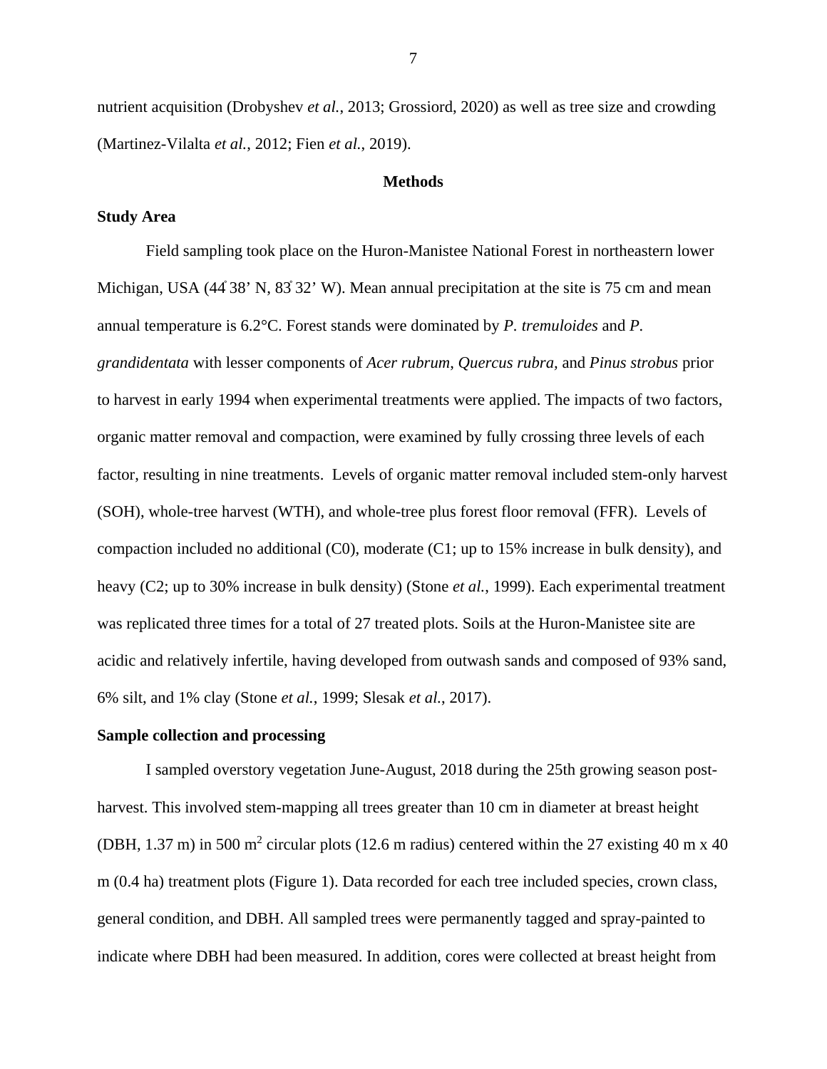nutrient acquisition (Drobyshev *et al.*, 2013; Grossiord, 2020) as well as tree size and crowding (Martinez-Vilalta *et al.*, 2012; Fien *et al.*, 2019).

## Methods

### Study Area

Field sampling took place on the Huron-Manistee National Forest in northeastern lower Michigan, USA (44° 38' N, 83° 32' W). Mean annual precipitation at the site is 75 cm and mean annual temperature is 6.2°C. Forest stands were dominated by *P. tremuloides* and *P. grandidentata* with lesser components of *Acer rubrum*, *Quercus rubra,* and *Pinus strobus* prior to harvest in early 1994 when experimental treatments were applied. The impacts of two factors, organic matter removal and compaction, were examined by fully crossing three levels of each factor, resulting in nine treatments. Levels of organic matter removal included stem-only harvest (SOH), whole-tree harvest (WTH), and whole-tree plus forest floor removal (FFR). Levels of compaction included no additional (C0), moderate (C1; up to 15% increase in bulk density), and heavy (C2; up to 30% increase in bulk density) (Stone *et al.*, 1999). Each experimental treatment was replicated three times for a total of 27 treated plots. Soils at the Huron-Manistee site are acidic and relatively infertile, having developed from outwash sands and composed of 93% sand, 6% silt, and 1% clay (Stone *et al.*, 1999; Slesak *et al.*, 2017).

### Sample collection and processing

I sampled overstory vegetation June-August, 2018 during the 25th growing season post-harvest. This involved stem-mapping all trees greater than 10 cm in diameter at breast height (DBH, 1.37 m) in 500 $m^2$ circular plots (12.6 m radius) centered within the 27 existing 40 m x 40 m (0.4 ha) treatment plots (Figure 1). Data recorded for each tree included species, crown class, general condition, and DBH. All sampled trees were permanently tagged and spray-painted to indicate where DBH had been measured. In addition, cores were collected at breast height from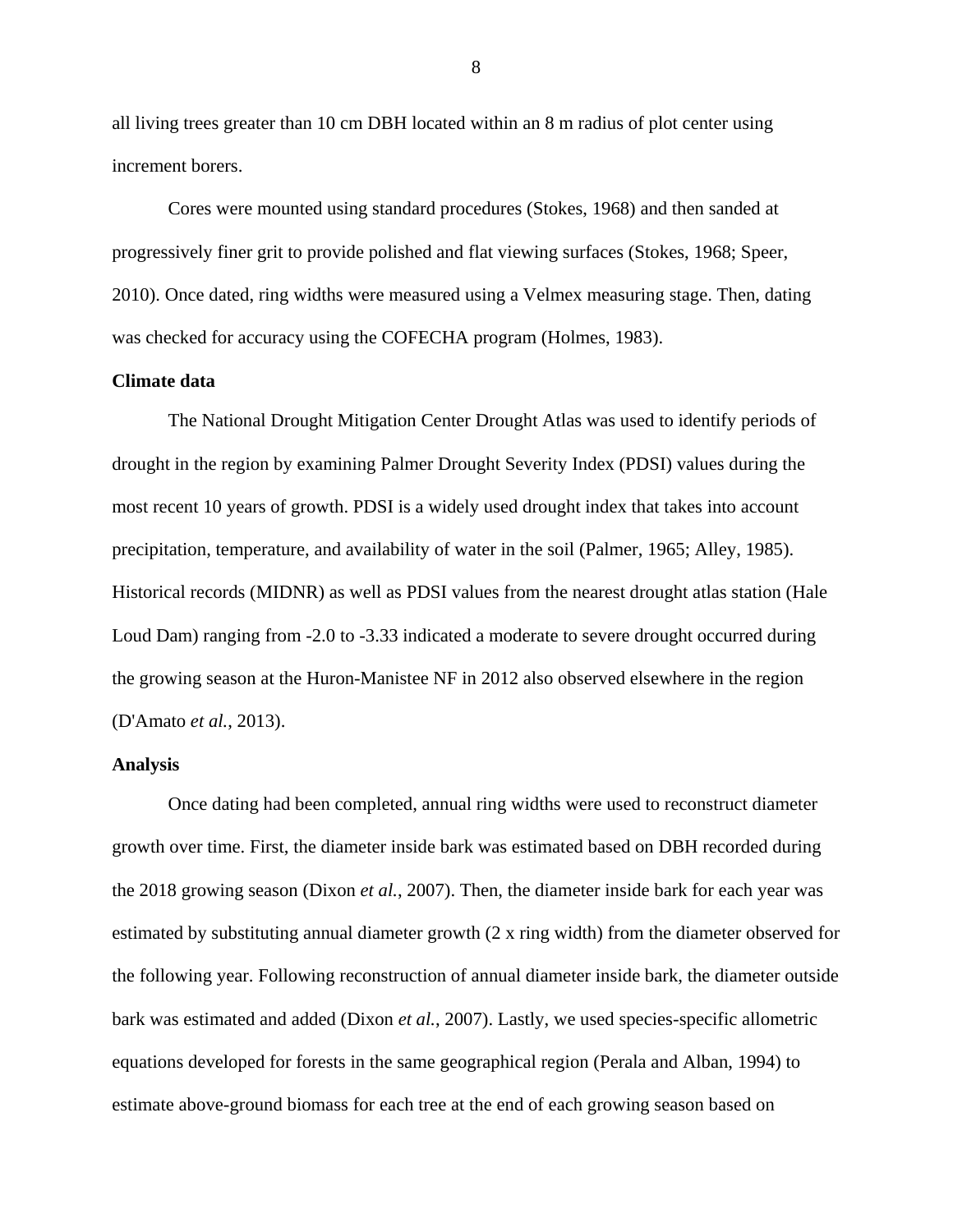all living trees greater than 10 cm DBH located within an 8 m radius of plot center using increment borers.

Cores were mounted using standard procedures (Stokes, 1968) and then sanded at progressively finer grit to provide polished and flat viewing surfaces (Stokes, 1968; Speer, 2010). Once dated, ring widths were measured using a Velmex measuring stage. Then, dating was checked for accuracy using the COFECHA program (Holmes, 1983).

**Climate data**

The National Drought Mitigation Center Drought Atlas was used to identify periods of drought in the region by examining Palmer Drought Severity Index (PDSI) values during the most recent 10 years of growth. PDSI is a widely used drought index that takes into account precipitation, temperature, and availability of water in the soil (Palmer, 1965; Alley, 1985). Historical records (MIDNR) as well as PDSI values from the nearest drought atlas station (Hale Loud Dam) ranging from -2.0 to -3.33 indicated a moderate to severe drought occurred during the growing season at the Huron-Manistee NF in 2012 also observed elsewhere in the region (D'Amato *et al.*, 2013).

**Analysis**

Once dating had been completed, annual ring widths were used to reconstruct diameter growth over time. First, the diameter inside bark was estimated based on DBH recorded during the 2018 growing season (Dixon *et al.*, 2007). Then, the diameter inside bark for each year was estimated by substituting annual diameter growth (2 x ring width) from the diameter observed for the following year. Following reconstruction of annual diameter inside bark, the diameter outside bark was estimated and added (Dixon *et al.*, 2007). Lastly, we used species-specific allometric equations developed for forests in the same geographical region (Perala and Alban, 1994) to estimate above-ground biomass for each tree at the end of each growing season based on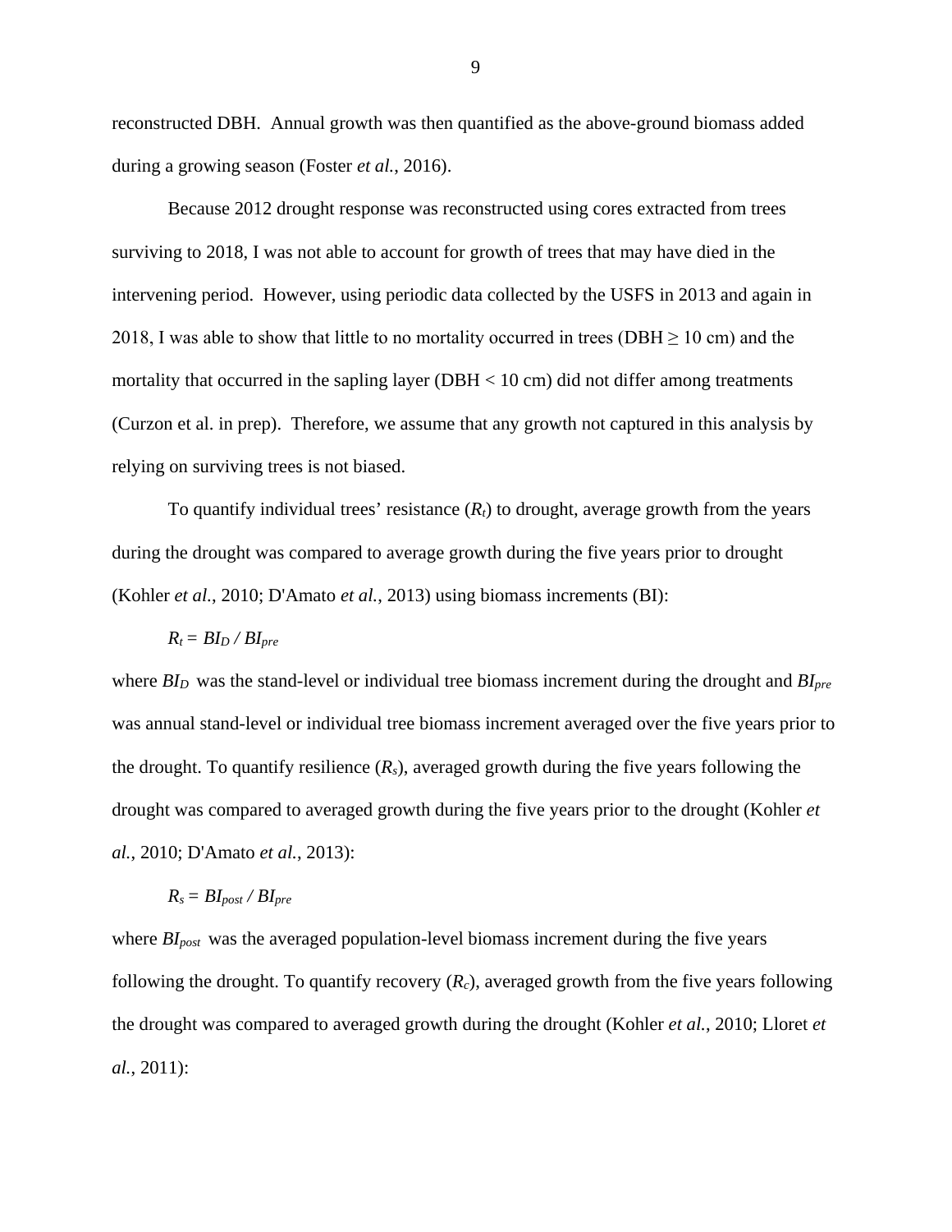reconstructed DBH. Annual growth was then quantified as the above-ground biomass added during a growing season (Foster *et al.*, 2016).

Because 2012 drought response was reconstructed using cores extracted from trees surviving to 2018, I was not able to account for growth of trees that may have died in the intervening period. However, using periodic data collected by the USFS in 2013 and again in 2018, I was able to show that little to no mortality occurred in trees (DBH ≥ 10 cm) and the mortality that occurred in the sapling layer (DBH < 10 cm) did not differ among treatments (Curzon et al. in prep). Therefore, we assume that any growth not captured in this analysis by relying on surviving trees is not biased.

To quantify individual trees' resistance ($R_t$) to drought, average growth from the years during the drought was compared to average growth during the five years prior to drought (Kohler *et al.*, 2010; D'Amato *et al.*, 2013) using biomass increments (BI):

$$R_t = BI_D / BI_{pre}$$

where $BI_D$ was the stand-level or individual tree biomass increment during the drought and $BI_{pre}$ was annual stand-level or individual tree biomass increment averaged over the five years prior to the drought. To quantify resilience ($R_s$), averaged growth during the five years following the drought was compared to averaged growth during the five years prior to the drought (Kohler *et al.*, 2010; D'Amato *et al.*, 2013):

$$R_s = BI_{post} / BI_{pre}$$

where $BI_{post}$ was the averaged population-level biomass increment during the five years following the drought. To quantify recovery ($R_c$), averaged growth from the five years following the drought was compared to averaged growth during the drought (Kohler *et al.*, 2010; Lloret *et al.*, 2011):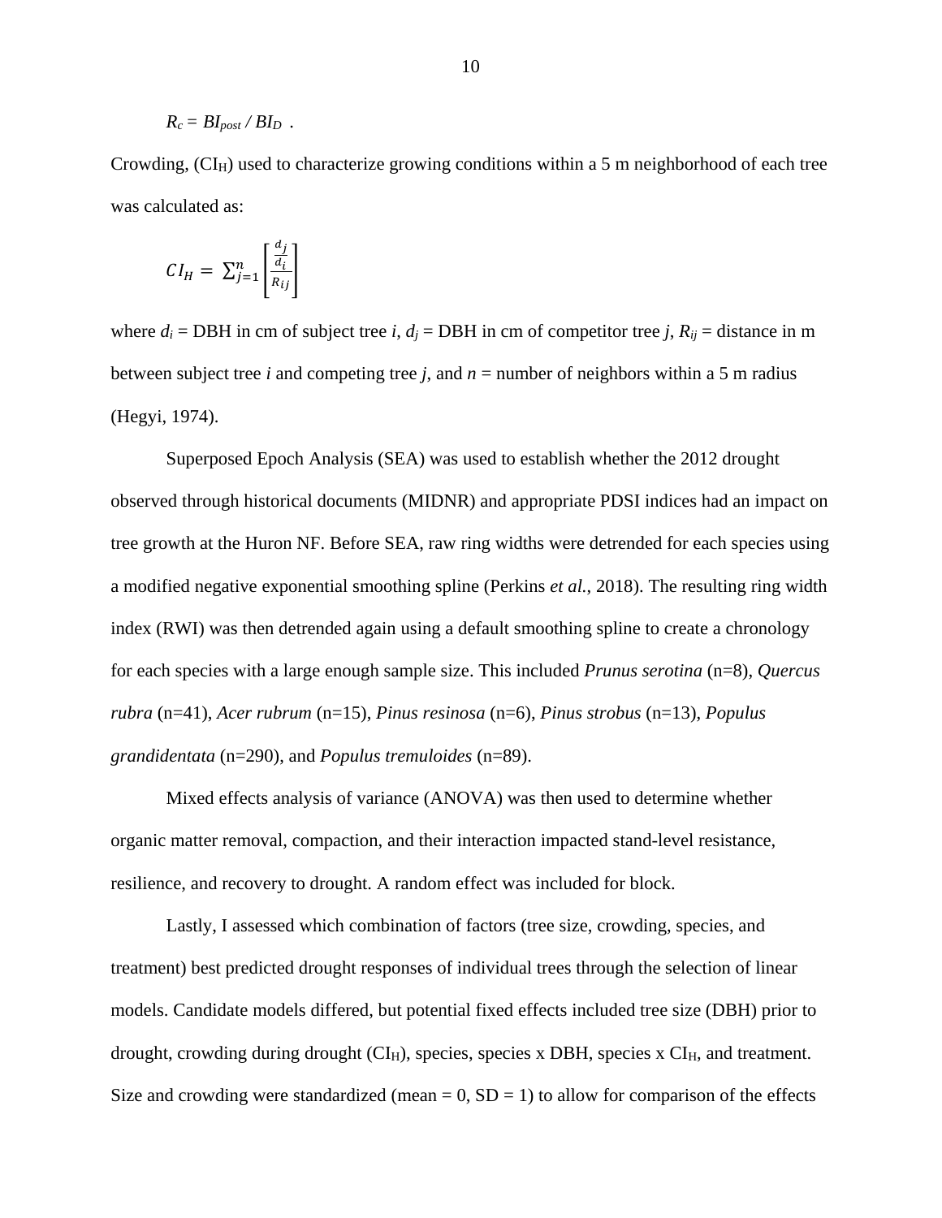$R_c = BI_{post} / BI_D$ .

Crowding, ($CI_H$) used to characterize growing conditions within a 5 m neighborhood of each tree was calculated as:

$$CI_H = \sum_{j=1}^{n} \left[ \frac{\frac{d_j}{d_i}}{R_{ij}} \right]$$

where $d_i$ = DBH in cm of subject tree *i*, $d_j$ = DBH in cm of competitor tree *j*, $R_{ij}$ = distance in m between subject tree *i* and competing tree *j*, and *n* = number of neighbors within a 5 m radius (Hegyi, 1974).

Superposed Epoch Analysis (SEA) was used to establish whether the 2012 drought observed through historical documents (MIDNR) and appropriate PDSI indices had an impact on tree growth at the Huron NF. Before SEA, raw ring widths were detrended for each species using a modified negative exponential smoothing spline (Perkins *et al.*, 2018). The resulting ring width index (RWI) was then detrended again using a default smoothing spline to create a chronology for each species with a large enough sample size. This included *Prunus serotina* (n=8), *Quercus rubra* (n=41), *Acer rubrum* (n=15), *Pinus resinosa* (n=6), *Pinus strobus* (n=13), *Populus grandidentata* (n=290), and *Populus tremuloides* (n=89).

Mixed effects analysis of variance (ANOVA) was then used to determine whether organic matter removal, compaction, and their interaction impacted stand-level resistance, resilience, and recovery to drought. A random effect was included for block.

Lastly, I assessed which combination of factors (tree size, crowding, species, and treatment) best predicted drought responses of individual trees through the selection of linear models. Candidate models differed, but potential fixed effects included tree size (DBH) prior to drought, crowding during drought ($CI_H$), species, species x DBH, species x $CI_H$, and treatment. Size and crowding were standardized (mean = 0, SD = 1) to allow for comparison of the effects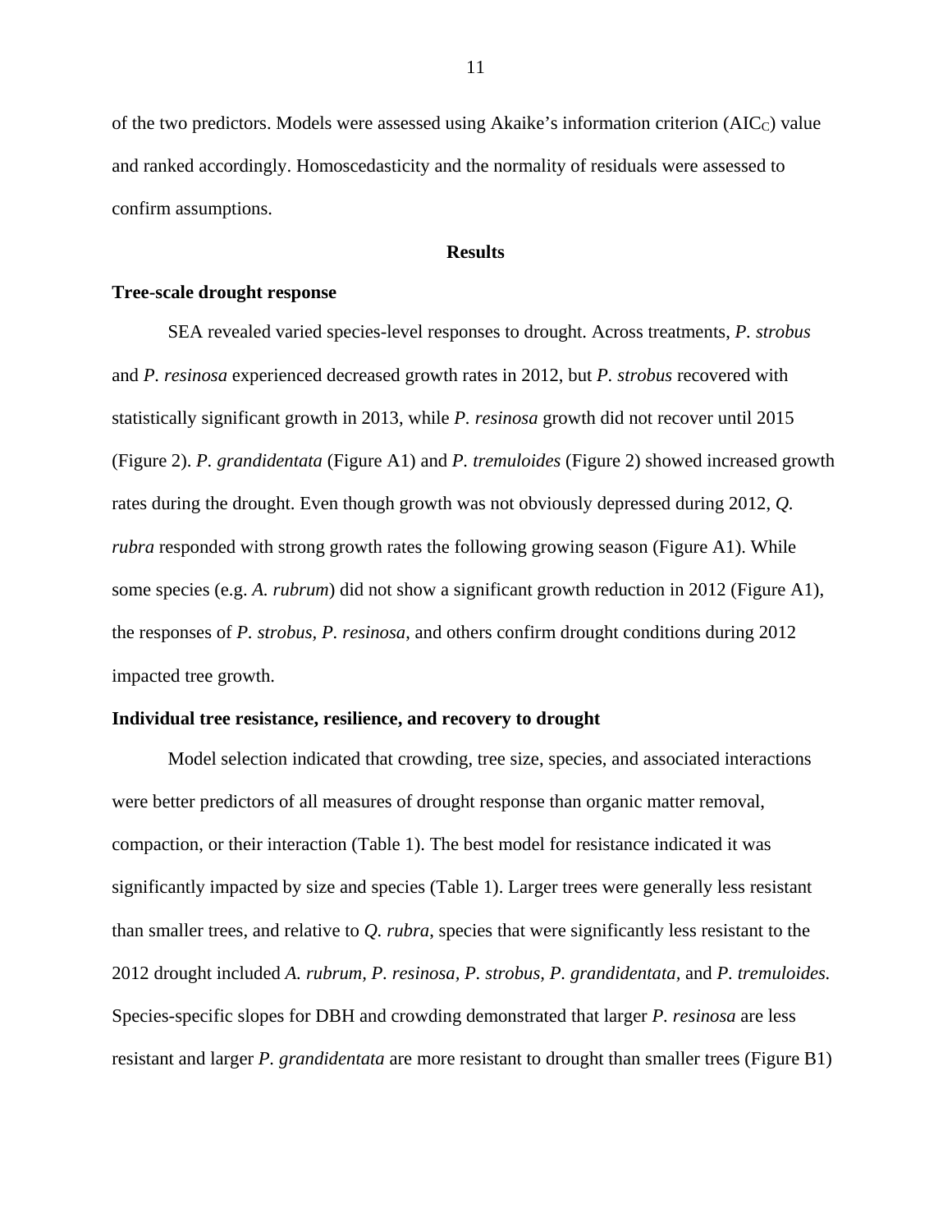of the two predictors. Models were assessed using Akaike's information criterion ($AIC_C$) value and ranked accordingly. Homoscedasticity and the normality of residuals were assessed to confirm assumptions.

## Results

### Tree-scale drought response

SEA revealed varied species-level responses to drought. Across treatments, *P. strobus* and *P. resinosa* experienced decreased growth rates in 2012, but *P. strobus* recovered with statistically significant growth in 2013, while *P. resinosa* growth did not recover until 2015 (Figure 2). *P. grandidentata* (Figure A1) and *P. tremuloides* (Figure 2) showed increased growth rates during the drought. Even though growth was not obviously depressed during 2012, *Q. rubra* responded with strong growth rates the following growing season (Figure A1). While some species (e.g. *A. rubrum*) did not show a significant growth reduction in 2012 (Figure A1), the responses of *P. strobus, P. resinosa*, and others confirm drought conditions during 2012 impacted tree growth.

### Individual tree resistance, resilience, and recovery to drought

Model selection indicated that crowding, tree size, species, and associated interactions were better predictors of all measures of drought response than organic matter removal, compaction, or their interaction (Table 1). The best model for resistance indicated it was significantly impacted by size and species (Table 1). Larger trees were generally less resistant than smaller trees, and relative to *Q. rubra*, species that were significantly less resistant to the 2012 drought included *A. rubrum, P. resinosa, P. strobus, P. grandidentata,* and *P. tremuloides.* Species-specific slopes for DBH and crowding demonstrated that larger *P. resinosa* are less resistant and larger *P. grandidentata* are more resistant to drought than smaller trees (Figure B1)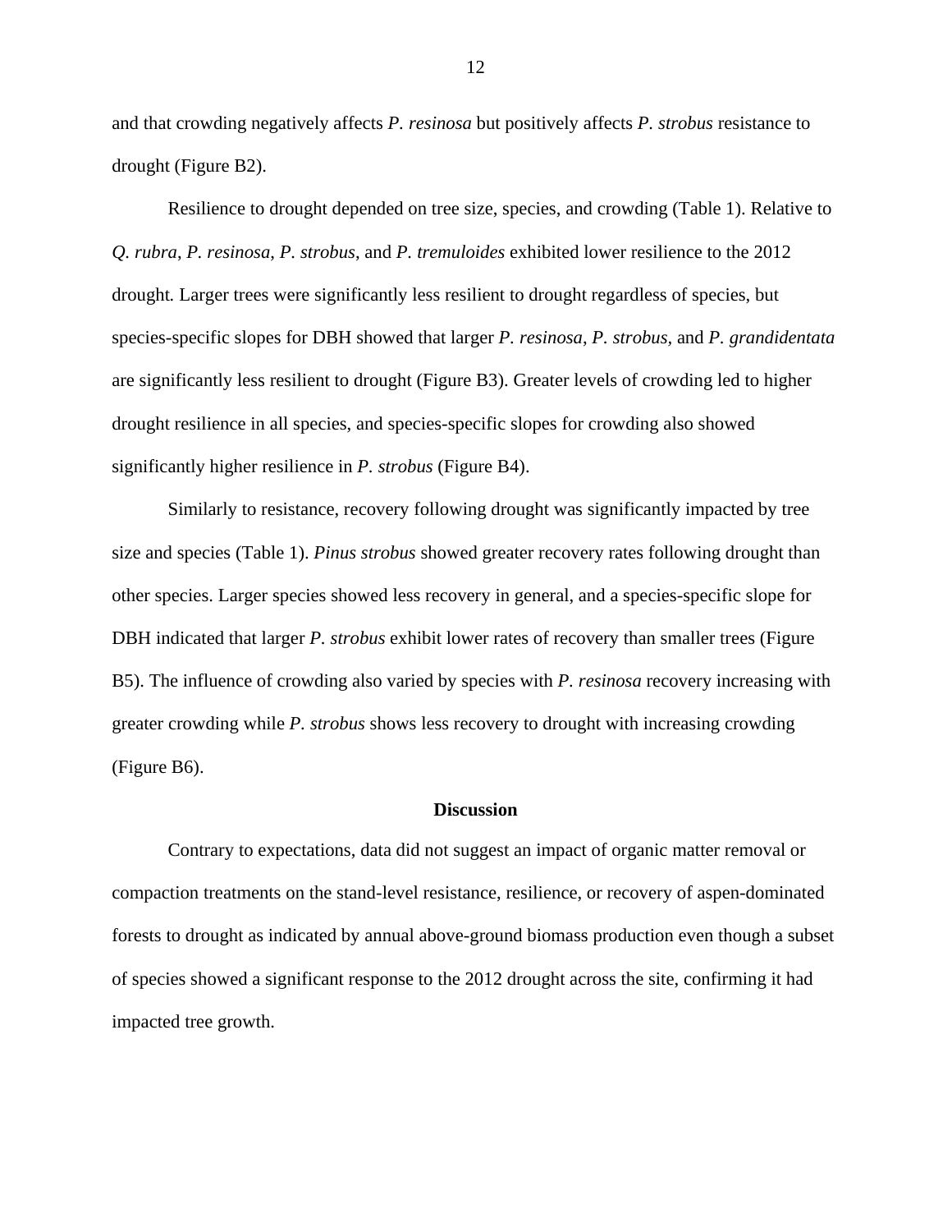and that crowding negatively affects *P. resinosa* but positively affects *P. strobus* resistance to drought (Figure B2).

Resilience to drought depended on tree size, species, and crowding (Table 1). Relative to *Q. rubra*, *P. resinosa*, *P. strobus*, and *P. tremuloides* exhibited lower resilience to the 2012 drought. Larger trees were significantly less resilient to drought regardless of species, but species-specific slopes for DBH showed that larger *P. resinosa*, *P. strobus*, and *P. grandidentata* are significantly less resilient to drought (Figure B3). Greater levels of crowding led to higher drought resilience in all species, and species-specific slopes for crowding also showed significantly higher resilience in *P. strobus* (Figure B4).

Similarly to resistance, recovery following drought was significantly impacted by tree size and species (Table 1). *Pinus strobus* showed greater recovery rates following drought than other species. Larger species showed less recovery in general, and a species-specific slope for DBH indicated that larger *P. strobus* exhibit lower rates of recovery than smaller trees (Figure B5). The influence of crowding also varied by species with *P. resinosa* recovery increasing with greater crowding while *P. strobus* shows less recovery to drought with increasing crowding (Figure B6).

## Discussion

Contrary to expectations, data did not suggest an impact of organic matter removal or compaction treatments on the stand-level resistance, resilience, or recovery of aspen-dominated forests to drought as indicated by annual above-ground biomass production even though a subset of species showed a significant response to the 2012 drought across the site, confirming it had impacted tree growth.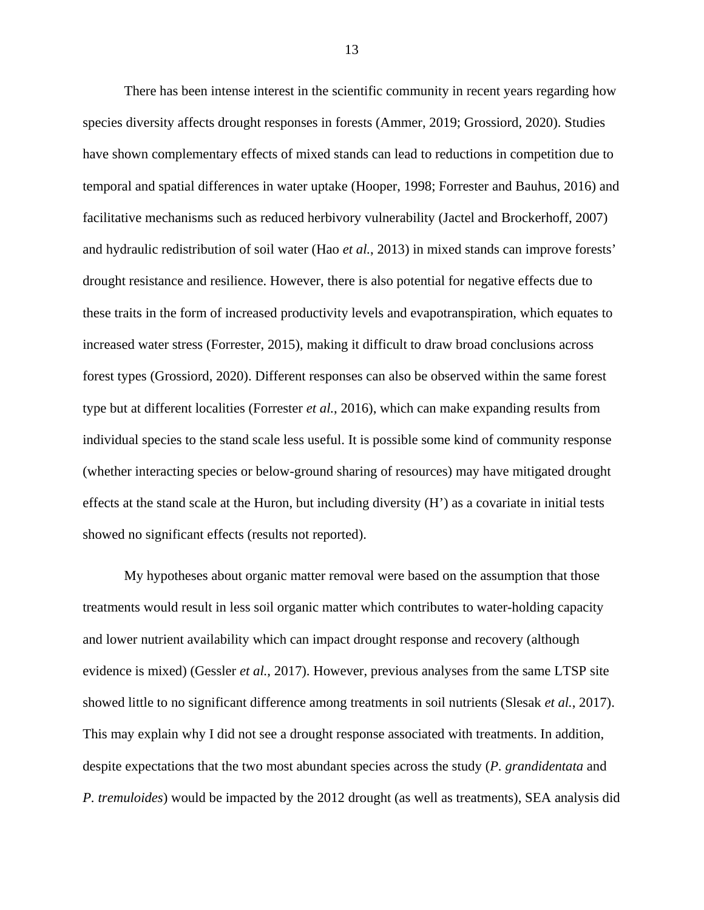There has been intense interest in the scientific community in recent years regarding how species diversity affects drought responses in forests (Ammer, 2019; Grossiord, 2020). Studies have shown complementary effects of mixed stands can lead to reductions in competition due to temporal and spatial differences in water uptake (Hooper, 1998; Forrester and Bauhus, 2016) and facilitative mechanisms such as reduced herbivory vulnerability (Jactel and Brockerhoff, 2007) and hydraulic redistribution of soil water (Hao *et al.*, 2013) in mixed stands can improve forests' drought resistance and resilience. However, there is also potential for negative effects due to these traits in the form of increased productivity levels and evapotranspiration, which equates to increased water stress (Forrester, 2015), making it difficult to draw broad conclusions across forest types (Grossiord, 2020). Different responses can also be observed within the same forest type but at different localities (Forrester *et al.*, 2016), which can make expanding results from individual species to the stand scale less useful. It is possible some kind of community response (whether interacting species or below-ground sharing of resources) may have mitigated drought effects at the stand scale at the Huron, but including diversity (H') as a covariate in initial tests showed no significant effects (results not reported).

My hypotheses about organic matter removal were based on the assumption that those treatments would result in less soil organic matter which contributes to water-holding capacity and lower nutrient availability which can impact drought response and recovery (although evidence is mixed) (Gessler *et al.*, 2017). However, previous analyses from the same LTSP site showed little to no significant difference among treatments in soil nutrients (Slesak *et al.*, 2017). This may explain why I did not see a drought response associated with treatments. In addition, despite expectations that the two most abundant species across the study (*P. grandidentata* and *P. tremuloides*) would be impacted by the 2012 drought (as well as treatments), SEA analysis did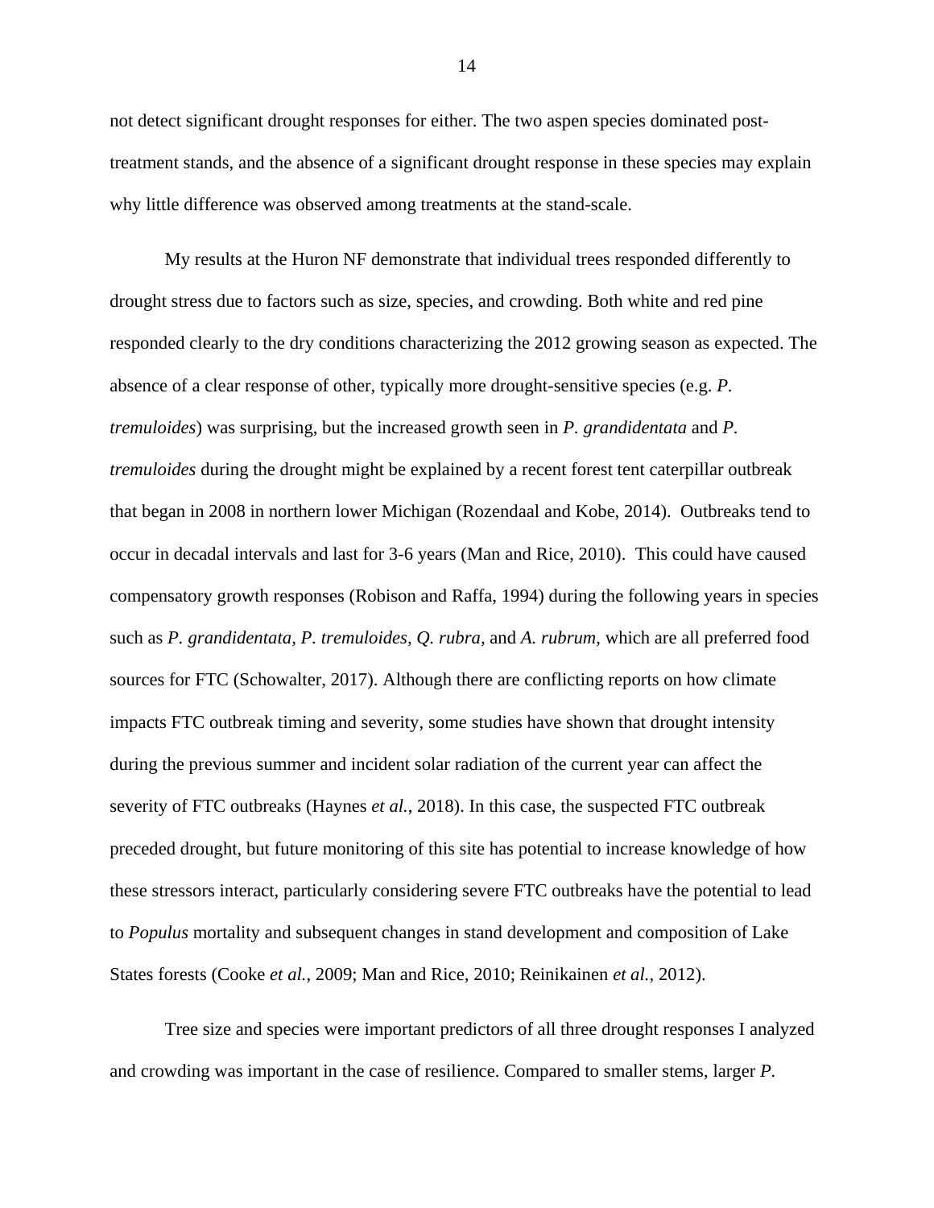not detect significant drought responses for either. The two aspen species dominated post-treatment stands, and the absence of a significant drought response in these species may explain why little difference was observed among treatments at the stand-scale.

My results at the Huron NF demonstrate that individual trees responded differently to drought stress due to factors such as size, species, and crowding. Both white and red pine responded clearly to the dry conditions characterizing the 2012 growing season as expected. The absence of a clear response of other, typically more drought-sensitive species (e.g. *P. tremuloides*) was surprising, but the increased growth seen in *P. grandidentata* and *P. tremuloides* during the drought might be explained by a recent forest tent caterpillar outbreak that began in 2008 in northern lower Michigan (Rozendaal and Kobe, 2014). Outbreaks tend to occur in decadal intervals and last for 3-6 years (Man and Rice, 2010). This could have caused compensatory growth responses (Robison and Raffa, 1994) during the following years in species such as *P. grandidentata, P. tremuloides, Q. rubra,* and *A. rubrum*, which are all preferred food sources for FTC (Schowalter, 2017). Although there are conflicting reports on how climate impacts FTC outbreak timing and severity, some studies have shown that drought intensity during the previous summer and incident solar radiation of the current year can affect the severity of FTC outbreaks (Haynes *et al.*, 2018). In this case, the suspected FTC outbreak preceded drought, but future monitoring of this site has potential to increase knowledge of how these stressors interact, particularly considering severe FTC outbreaks have the potential to lead to *Populus* mortality and subsequent changes in stand development and composition of Lake States forests (Cooke *et al.*, 2009; Man and Rice, 2010; Reinikainen *et al.*, 2012).

Tree size and species were important predictors of all three drought responses I analyzed and crowding was important in the case of resilience. Compared to smaller stems, larger *P.*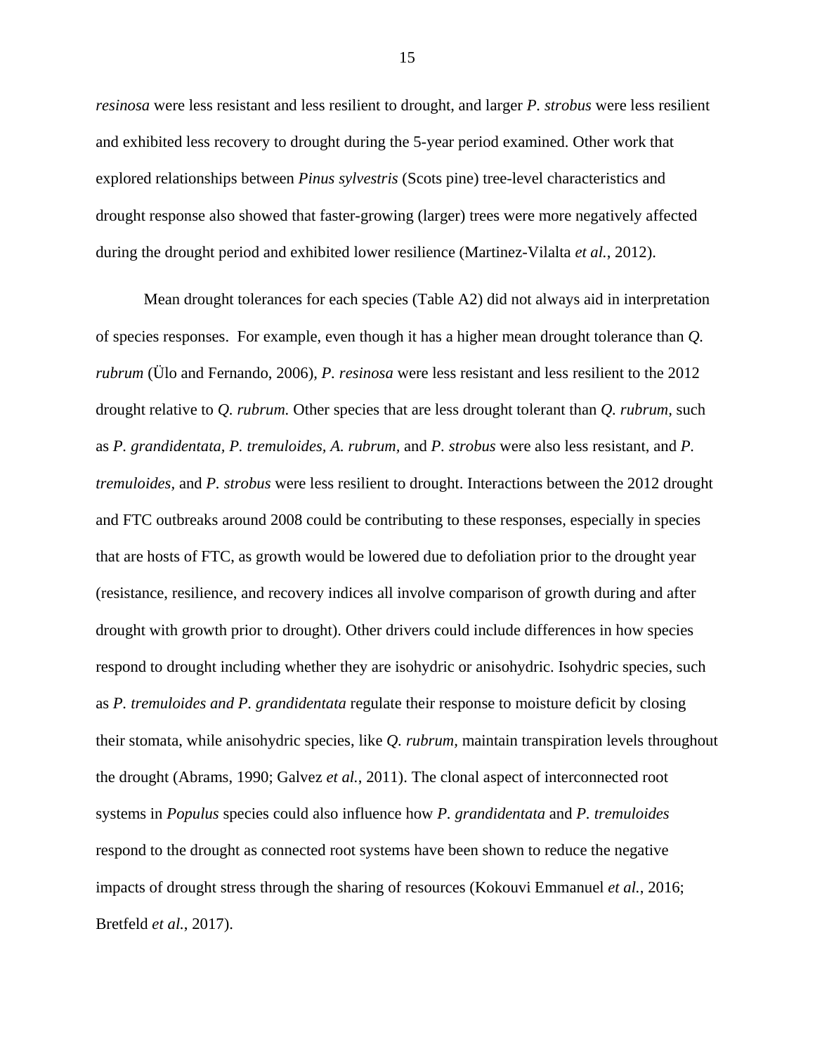*resinosa* were less resistant and less resilient to drought, and larger *P. strobus* were less resilient and exhibited less recovery to drought during the 5-year period examined. Other work that explored relationships between *Pinus sylvestris* (Scots pine) tree-level characteristics and drought response also showed that faster-growing (larger) trees were more negatively affected during the drought period and exhibited lower resilience (Martinez-Vilalta *et al.*, 2012).

Mean drought tolerances for each species (Table A2) did not always aid in interpretation of species responses. For example, even though it has a higher mean drought tolerance than *Q. rubrum* (Ülo and Fernando, 2006), *P. resinosa* were less resistant and less resilient to the 2012 drought relative to *Q. rubrum.* Other species that are less drought tolerant than *Q. rubrum*, such as *P. grandidentata, P. tremuloides, A. rubrum*, and *P. strobus* were also less resistant, and *P. tremuloides*, and *P. strobus* were less resilient to drought. Interactions between the 2012 drought and FTC outbreaks around 2008 could be contributing to these responses, especially in species that are hosts of FTC, as growth would be lowered due to defoliation prior to the drought year (resistance, resilience, and recovery indices all involve comparison of growth during and after drought with growth prior to drought). Other drivers could include differences in how species respond to drought including whether they are isohydric or anisohydric. Isohydric species, such as *P. tremuloides and P. grandidentata* regulate their response to moisture deficit by closing their stomata, while anisohydric species, like *Q. rubrum*, maintain transpiration levels throughout the drought (Abrams, 1990; Galvez *et al.*, 2011). The clonal aspect of interconnected root systems in *Populus* species could also influence how *P. grandidentata* and *P. tremuloides* respond to the drought as connected root systems have been shown to reduce the negative impacts of drought stress through the sharing of resources (Kokouvi Emmanuel *et al.*, 2016; Bretfeld *et al.*, 2017).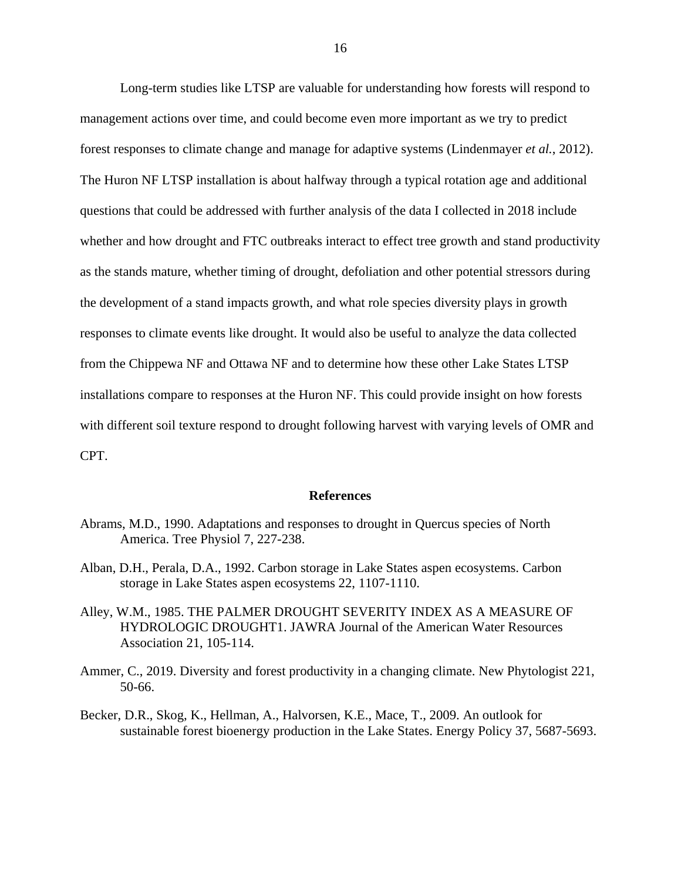Long-term studies like LTSP are valuable for understanding how forests will respond to management actions over time, and could become even more important as we try to predict forest responses to climate change and manage for adaptive systems (Lindenmayer *et al.*, 2012). The Huron NF LTSP installation is about halfway through a typical rotation age and additional questions that could be addressed with further analysis of the data I collected in 2018 include whether and how drought and FTC outbreaks interact to effect tree growth and stand productivity as the stands mature, whether timing of drought, defoliation and other potential stressors during the development of a stand impacts growth, and what role species diversity plays in growth responses to climate events like drought. It would also be useful to analyze the data collected from the Chippewa NF and Ottawa NF and to determine how these other Lake States LTSP installations compare to responses at the Huron NF. This could provide insight on how forests with different soil texture respond to drought following harvest with varying levels of OMR and CPT.

## References

Abrams, M.D., 1990. Adaptations and responses to drought in Quercus species of North America. Tree Physiol 7, 227-238.

Alban, D.H., Perala, D.A., 1992. Carbon storage in Lake States aspen ecosystems. Carbon storage in Lake States aspen ecosystems 22, 1107-1110.

Alley, W.M., 1985. THE PALMER DROUGHT SEVERITY INDEX AS A MEASURE OF HYDROLOGIC DROUGHT1. JAWRA Journal of the American Water Resources Association 21, 105-114.

Ammer, C., 2019. Diversity and forest productivity in a changing climate. New Phytologist 221, 50-66.

Becker, D.R., Skog, K., Hellman, A., Halvorsen, K.E., Mace, T., 2009. An outlook for sustainable forest bioenergy production in the Lake States. Energy Policy 37, 5687-5693.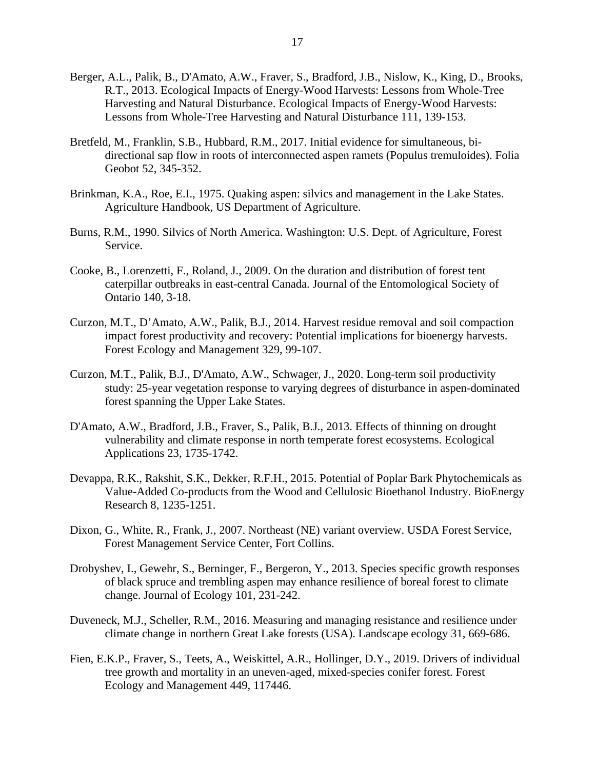Berger, A.L., Palik, B., D'Amato, A.W., Fraver, S., Bradford, J.B., Nislow, K., King, D., Brooks, R.T., 2013. Ecological Impacts of Energy-Wood Harvests: Lessons from Whole-Tree Harvesting and Natural Disturbance. Ecological Impacts of Energy-Wood Harvests: Lessons from Whole-Tree Harvesting and Natural Disturbance 111, 139-153.

Bretfeld, M., Franklin, S.B., Hubbard, R.M., 2017. Initial evidence for simultaneous, bi-directional sap flow in roots of interconnected aspen ramets (Populus tremuloides). Folia Geobot 52, 345-352.

Brinkman, K.A., Roe, E.I., 1975. Quaking aspen: silvics and management in the Lake States. Agriculture Handbook, US Department of Agriculture.

Burns, R.M., 1990. Silvics of North America. Washington: U.S. Dept. of Agriculture, Forest Service.

Cooke, B., Lorenzetti, F., Roland, J., 2009. On the duration and distribution of forest tent caterpillar outbreaks in east-central Canada. Journal of the Entomological Society of Ontario 140, 3-18.

Curzon, M.T., D'Amato, A.W., Palik, B.J., 2014. Harvest residue removal and soil compaction impact forest productivity and recovery: Potential implications for bioenergy harvests. Forest Ecology and Management 329, 99-107.

Curzon, M.T., Palik, B.J., D'Amato, A.W., Schwager, J., 2020. Long-term soil productivity study: 25-year vegetation response to varying degrees of disturbance in aspen-dominated forest spanning the Upper Lake States.

D'Amato, A.W., Bradford, J.B., Fraver, S., Palik, B.J., 2013. Effects of thinning on drought vulnerability and climate response in north temperate forest ecosystems. Ecological Applications 23, 1735-1742.

Devappa, R.K., Rakshit, S.K., Dekker, R.F.H., 2015. Potential of Poplar Bark Phytochemicals as Value-Added Co-products from the Wood and Cellulosic Bioethanol Industry. BioEnergy Research 8, 1235-1251.

Dixon, G., White, R., Frank, J., 2007. Northeast (NE) variant overview. USDA Forest Service, Forest Management Service Center, Fort Collins.

Drobyshev, I., Gewehr, S., Berninger, F., Bergeron, Y., 2013. Species specific growth responses of black spruce and trembling aspen may enhance resilience of boreal forest to climate change. Journal of Ecology 101, 231-242.

Duveneck, M.J., Scheller, R.M., 2016. Measuring and managing resistance and resilience under climate change in northern Great Lake forests (USA). Landscape ecology 31, 669-686.

Fien, E.K.P., Fraver, S., Teets, A., Weiskittel, A.R., Hollinger, D.Y., 2019. Drivers of individual tree growth and mortality in an uneven-aged, mixed-species conifer forest. Forest Ecology and Management 449, 117446.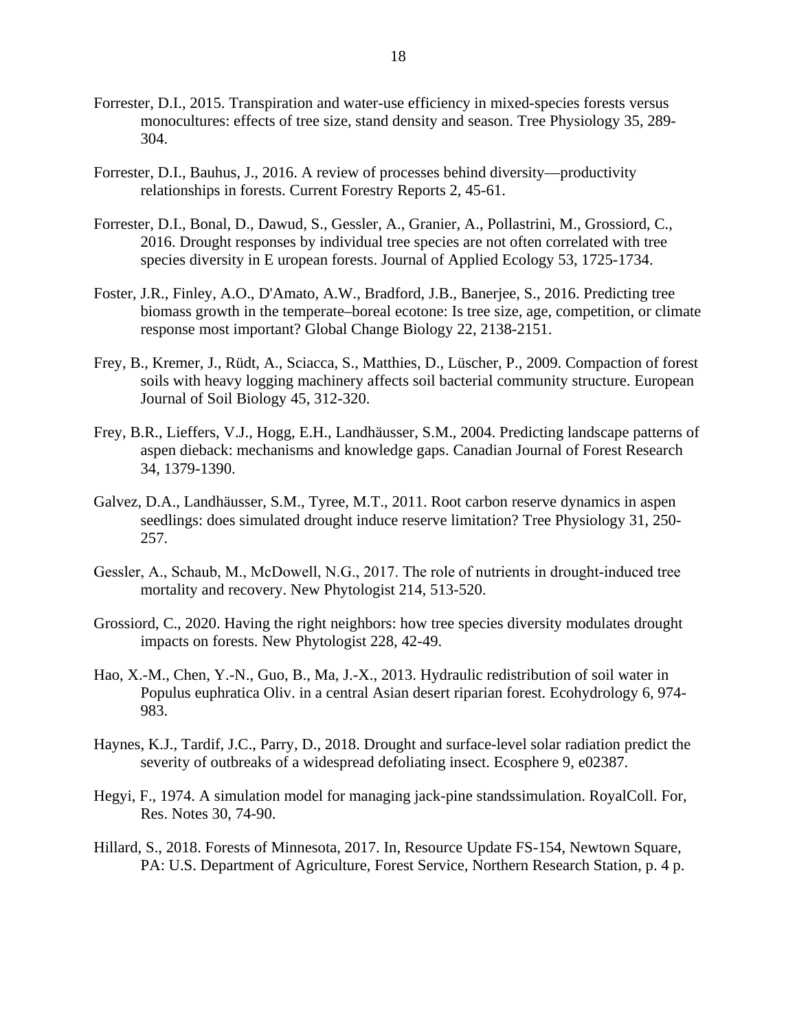Forrester, D.I., 2015. Transpiration and water-use efficiency in mixed-species forests versus monocultures: effects of tree size, stand density and season. Tree Physiology 35, 289-304.

Forrester, D.I., Bauhus, J., 2016. A review of processes behind diversity—productivity relationships in forests. Current Forestry Reports 2, 45-61.

Forrester, D.I., Bonal, D., Dawud, S., Gessler, A., Granier, A., Pollastrini, M., Grossiord, C., 2016. Drought responses by individual tree species are not often correlated with tree species diversity in E uropean forests. Journal of Applied Ecology 53, 1725-1734.

Foster, J.R., Finley, A.O., D'Amato, A.W., Bradford, J.B., Banerjee, S., 2016. Predicting tree biomass growth in the temperate–boreal ecotone: Is tree size, age, competition, or climate response most important? Global Change Biology 22, 2138-2151.

Frey, B., Kremer, J., Rüdt, A., Sciacca, S., Matthies, D., Lüscher, P., 2009. Compaction of forest soils with heavy logging machinery affects soil bacterial community structure. European Journal of Soil Biology 45, 312-320.

Frey, B.R., Lieffers, V.J., Hogg, E.H., Landhäusser, S.M., 2004. Predicting landscape patterns of aspen dieback: mechanisms and knowledge gaps. Canadian Journal of Forest Research 34, 1379-1390.

Galvez, D.A., Landhäusser, S.M., Tyree, M.T., 2011. Root carbon reserve dynamics in aspen seedlings: does simulated drought induce reserve limitation? Tree Physiology 31, 250-257.

Gessler, A., Schaub, M., McDowell, N.G., 2017. The role of nutrients in drought-induced tree mortality and recovery. New Phytologist 214, 513-520.

Grossiord, C., 2020. Having the right neighbors: how tree species diversity modulates drought impacts on forests. New Phytologist 228, 42-49.

Hao, X.-M., Chen, Y.-N., Guo, B., Ma, J.-X., 2013. Hydraulic redistribution of soil water in Populus euphratica Oliv. in a central Asian desert riparian forest. Ecohydrology 6, 974-983.

Haynes, K.J., Tardif, J.C., Parry, D., 2018. Drought and surface-level solar radiation predict the severity of outbreaks of a widespread defoliating insect. Ecosphere 9, e02387.

Hegyi, F., 1974. A simulation model for managing jack-pine standssimulation. RoyalColl. For, Res. Notes 30, 74-90.

Hillard, S., 2018. Forests of Minnesota, 2017. In, Resource Update FS-154, Newtown Square, PA: U.S. Department of Agriculture, Forest Service, Northern Research Station, p. 4 p.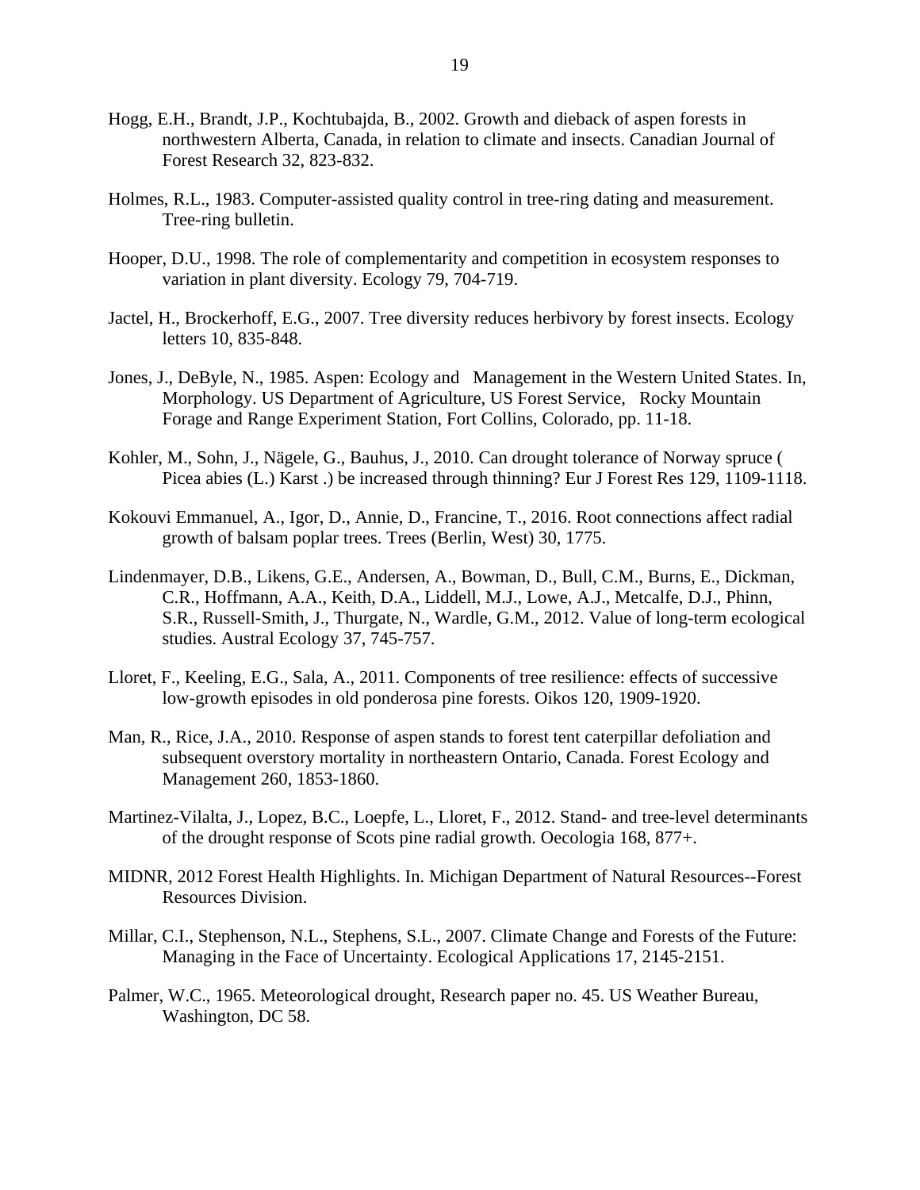Hogg, E.H., Brandt, J.P., Kochtubajda, B., 2002. Growth and dieback of aspen forests in northwestern Alberta, Canada, in relation to climate and insects. Canadian Journal of Forest Research 32, 823-832.

Holmes, R.L., 1983. Computer-assisted quality control in tree-ring dating and measurement. Tree-ring bulletin.

Hooper, D.U., 1998. The role of complementarity and competition in ecosystem responses to variation in plant diversity. Ecology 79, 704-719.

Jactel, H., Brockerhoff, E.G., 2007. Tree diversity reduces herbivory by forest insects. Ecology letters 10, 835-848.

Jones, J., DeByle, N., 1985. Aspen: Ecology and Management in the Western United States. In, Morphology. US Department of Agriculture, US Forest Service, Rocky Mountain Forage and Range Experiment Station, Fort Collins, Colorado, pp. 11-18.

Kohler, M., Sohn, J., Nägele, G., Bauhus, J., 2010. Can drought tolerance of Norway spruce ( Picea abies (L.) Karst .) be increased through thinning? Eur J Forest Res 129, 1109-1118.

Kokouvi Emmanuel, A., Igor, D., Annie, D., Francine, T., 2016. Root connections affect radial growth of balsam poplar trees. Trees (Berlin, West) 30, 1775.

Lindenmayer, D.B., Likens, G.E., Andersen, A., Bowman, D., Bull, C.M., Burns, E., Dickman, C.R., Hoffmann, A.A., Keith, D.A., Liddell, M.J., Lowe, A.J., Metcalfe, D.J., Phinn, S.R., Russell-Smith, J., Thurgate, N., Wardle, G.M., 2012. Value of long-term ecological studies. Austral Ecology 37, 745-757.

Lloret, F., Keeling, E.G., Sala, A., 2011. Components of tree resilience: effects of successive low-growth episodes in old ponderosa pine forests. Oikos 120, 1909-1920.

Man, R., Rice, J.A., 2010. Response of aspen stands to forest tent caterpillar defoliation and subsequent overstory mortality in northeastern Ontario, Canada. Forest Ecology and Management 260, 1853-1860.

Martinez-Vilalta, J., Lopez, B.C., Loepfe, L., Lloret, F., 2012. Stand- and tree-level determinants of the drought response of Scots pine radial growth. Oecologia 168, 877+.

MIDNR, 2012 Forest Health Highlights. In. Michigan Department of Natural Resources--Forest Resources Division.

Millar, C.I., Stephenson, N.L., Stephens, S.L., 2007. Climate Change and Forests of the Future: Managing in the Face of Uncertainty. Ecological Applications 17, 2145-2151.

Palmer, W.C., 1965. Meteorological drought, Research paper no. 45. US Weather Bureau, Washington, DC 58.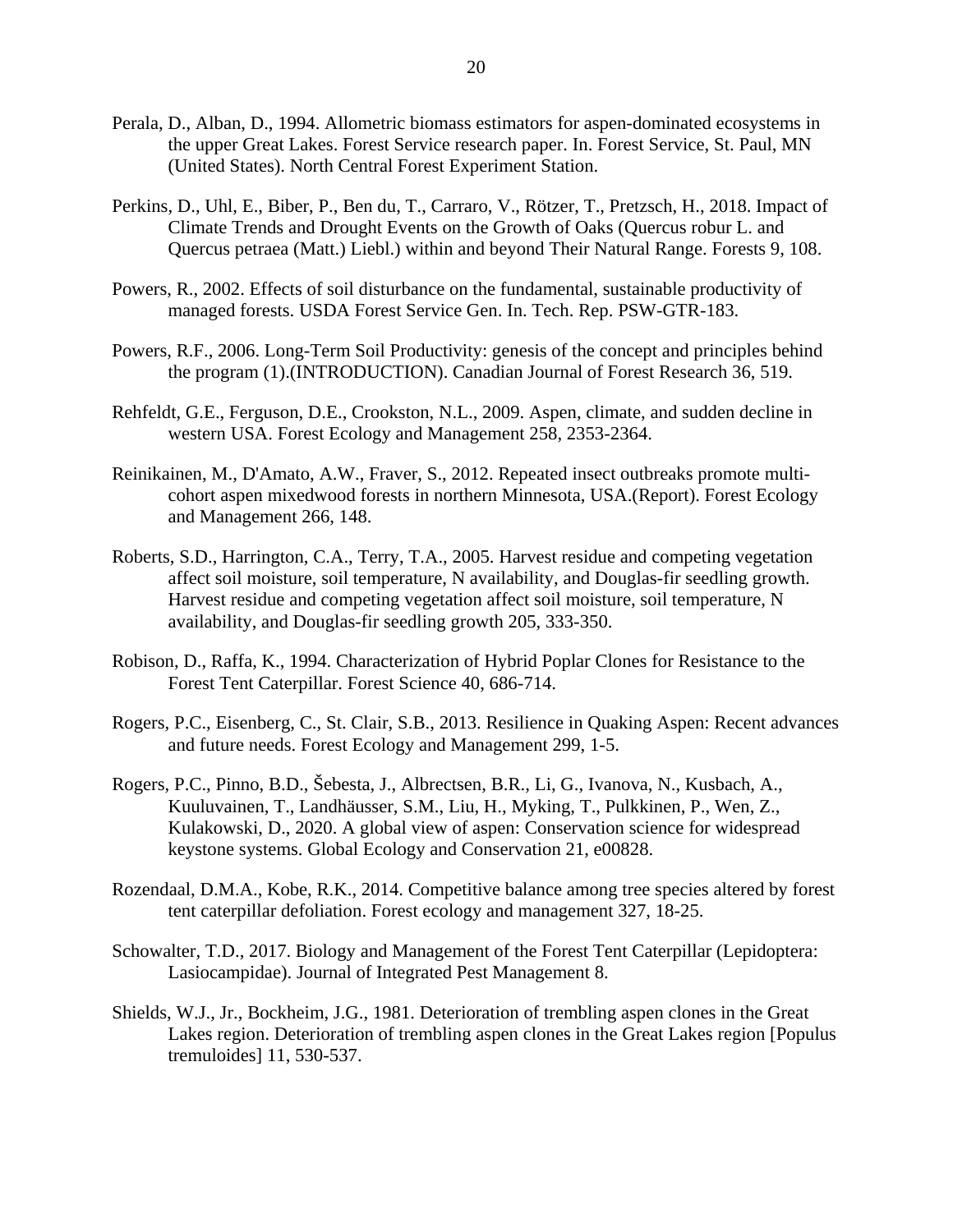Perala, D., Alban, D., 1994. Allometric biomass estimators for aspen-dominated ecosystems in the upper Great Lakes. Forest Service research paper. In. Forest Service, St. Paul, MN (United States). North Central Forest Experiment Station.

Perkins, D., Uhl, E., Biber, P., Ben du, T., Carraro, V., Rötzer, T., Pretzsch, H., 2018. Impact of Climate Trends and Drought Events on the Growth of Oaks (Quercus robur L. and Quercus petraea (Matt.) Liebl.) within and beyond Their Natural Range. Forests 9, 108.

Powers, R., 2002. Effects of soil disturbance on the fundamental, sustainable productivity of managed forests. USDA Forest Service Gen. In. Tech. Rep. PSW-GTR-183.

Powers, R.F., 2006. Long-Term Soil Productivity: genesis of the concept and principles behind the program (1).(INTRODUCTION). Canadian Journal of Forest Research 36, 519.

Rehfeldt, G.E., Ferguson, D.E., Crookston, N.L., 2009. Aspen, climate, and sudden decline in western USA. Forest Ecology and Management 258, 2353-2364.

Reinikainen, M., D'Amato, A.W., Fraver, S., 2012. Repeated insect outbreaks promote multi-cohort aspen mixedwood forests in northern Minnesota, USA.(Report). Forest Ecology and Management 266, 148.

Roberts, S.D., Harrington, C.A., Terry, T.A., 2005. Harvest residue and competing vegetation affect soil moisture, soil temperature, N availability, and Douglas-fir seedling growth. Harvest residue and competing vegetation affect soil moisture, soil temperature, N availability, and Douglas-fir seedling growth 205, 333-350.

Robison, D., Raffa, K., 1994. Characterization of Hybrid Poplar Clones for Resistance to the Forest Tent Caterpillar. Forest Science 40, 686-714.

Rogers, P.C., Eisenberg, C., St. Clair, S.B., 2013. Resilience in Quaking Aspen: Recent advances and future needs. Forest Ecology and Management 299, 1-5.

Rogers, P.C., Pinno, B.D., Šebesta, J., Albrectsen, B.R., Li, G., Ivanova, N., Kusbach, A., Kuuluvainen, T., Landhäusser, S.M., Liu, H., Myking, T., Pulkkinen, P., Wen, Z., Kulakowski, D., 2020. A global view of aspen: Conservation science for widespread keystone systems. Global Ecology and Conservation 21, e00828.

Rozendaal, D.M.A., Kobe, R.K., 2014. Competitive balance among tree species altered by forest tent caterpillar defoliation. Forest ecology and management 327, 18-25.

Schowalter, T.D., 2017. Biology and Management of the Forest Tent Caterpillar (Lepidoptera: Lasiocampidae). Journal of Integrated Pest Management 8.

Shields, W.J., Jr., Bockheim, J.G., 1981. Deterioration of trembling aspen clones in the Great Lakes region. Deterioration of trembling aspen clones in the Great Lakes region [Populus tremuloides] 11, 530-537.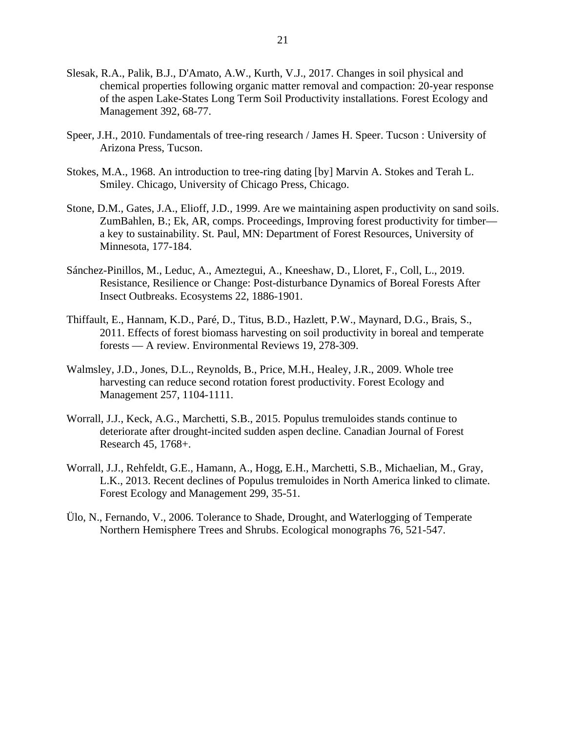Slesak, R.A., Palik, B.J., D'Amato, A.W., Kurth, V.J., 2017. Changes in soil physical and chemical properties following organic matter removal and compaction: 20-year response of the aspen Lake-States Long Term Soil Productivity installations. Forest Ecology and Management 392, 68-77.

Speer, J.H., 2010. Fundamentals of tree-ring research / James H. Speer. Tucson : University of Arizona Press, Tucson.

Stokes, M.A., 1968. An introduction to tree-ring dating [by] Marvin A. Stokes and Terah L. Smiley. Chicago, University of Chicago Press, Chicago.

Stone, D.M., Gates, J.A., Elioff, J.D., 1999. Are we maintaining aspen productivity on sand soils. ZumBahlen, B.; Ek, AR, comps. Proceedings, Improving forest productivity for timber—a key to sustainability. St. Paul, MN: Department of Forest Resources, University of Minnesota, 177-184.

Sánchez-Pinillos, M., Leduc, A., Ameztegui, A., Kneeshaw, D., Lloret, F., Coll, L., 2019. Resistance, Resilience or Change: Post-disturbance Dynamics of Boreal Forests After Insect Outbreaks. Ecosystems 22, 1886-1901.

Thiffault, E., Hannam, K.D., Paré, D., Titus, B.D., Hazlett, P.W., Maynard, D.G., Brais, S., 2011. Effects of forest biomass harvesting on soil productivity in boreal and temperate forests — A review. Environmental Reviews 19, 278-309.

Walmsley, J.D., Jones, D.L., Reynolds, B., Price, M.H., Healey, J.R., 2009. Whole tree harvesting can reduce second rotation forest productivity. Forest Ecology and Management 257, 1104-1111.

Worrall, J.J., Keck, A.G., Marchetti, S.B., 2015. Populus tremuloides stands continue to deteriorate after drought-incited sudden aspen decline. Canadian Journal of Forest Research 45, 1768+.

Worrall, J.J., Rehfeldt, G.E., Hamann, A., Hogg, E.H., Marchetti, S.B., Michaelian, M., Gray, L.K., 2013. Recent declines of Populus tremuloides in North America linked to climate. Forest Ecology and Management 299, 35-51.

Ülo, N., Fernando, V., 2006. Tolerance to Shade, Drought, and Waterlogging of Temperate Northern Hemisphere Trees and Shrubs. Ecological monographs 76, 521-547.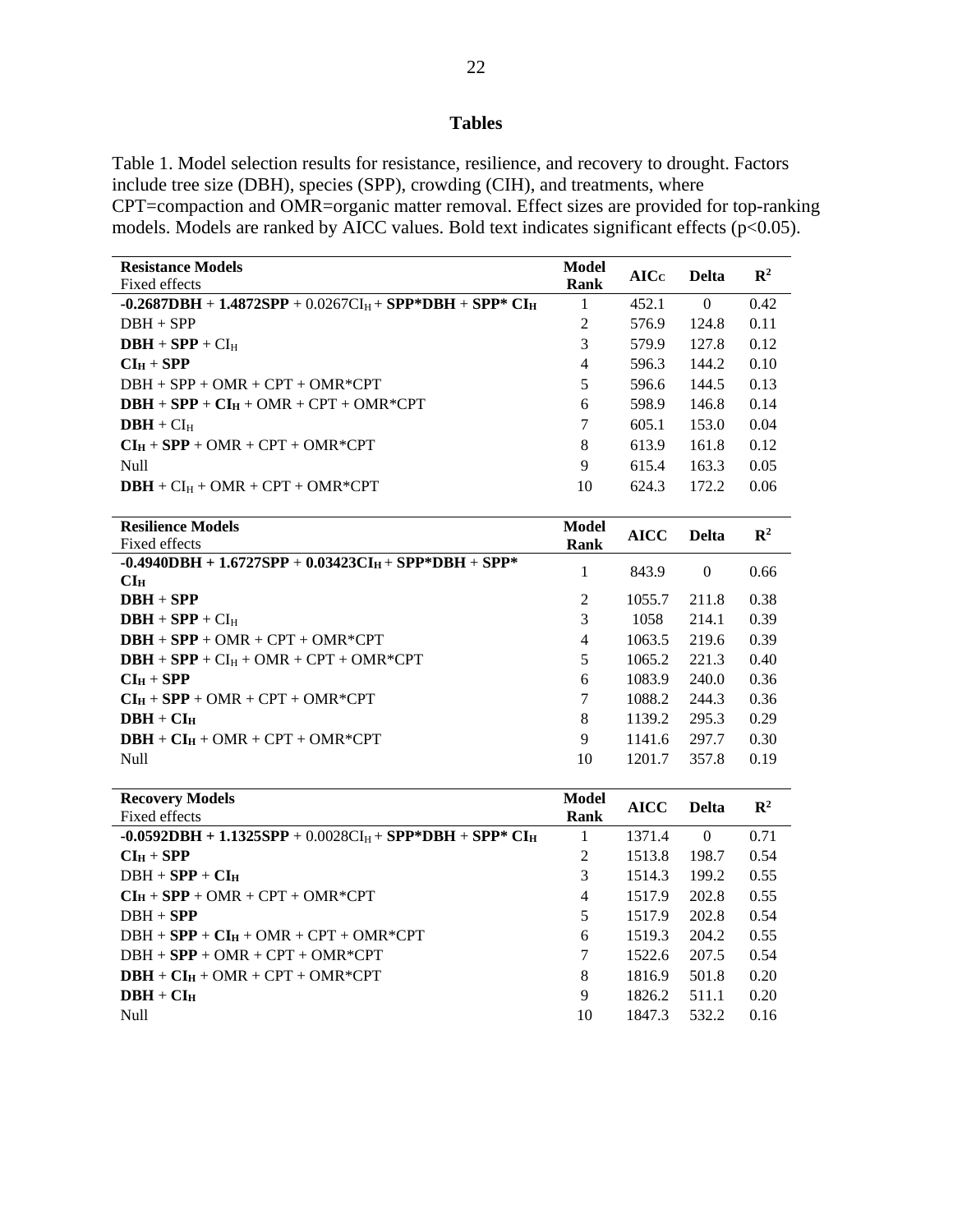## Tables

Table 1. Model selection results for resistance, resilience, and recovery to drought. Factors include tree size (DBH), species (SPP), crowding (CIH), and treatments, where CPT=compaction and OMR=organic matter removal. Effect sizes are provided for top-ranking models. Models are ranked by AICC values. Bold text indicates significant effects ($p<0.05$).

| **Resistance Models**<br>Fixed effects | **Model Rank** | **AICc** | **Delta** | $R^2$ |
|---|---|---|---|---|
| **-0.2687DBH** + **1.4872SPP** + 0.0267$CI_H$ + **SPP*DBH** + **SPP*** $CI_H$ | 1 | 452.1 | 0 | 0.42 |
| DBH + SPP | 2 | 576.9 | 124.8 | 0.11 |
| **DBH** + **SPP** + $CI_H$ | 3 | 579.9 | 127.8 | 0.12 |
| $CI_H$ + **SPP** | 4 | 596.3 | 144.2 | 0.10 |
| DBH + SPP + OMR + CPT + OMR*CPT | 5 | 596.6 | 144.5 | 0.13 |
| **DBH** + **SPP** + $CI_H$ + OMR + CPT + OMR*CPT | 6 | 598.9 | 146.8 | 0.14 |
| **DBH** + $CI_H$ | 7 | 605.1 | 153.0 | 0.04 |
| $CI_H$ + **SPP** + OMR + CPT + OMR*CPT | 8 | 613.9 | 161.8 | 0.12 |
| Null | 9 | 615.4 | 163.3 | 0.05 |
| **DBH** + $CI_H$ + OMR + CPT + OMR*CPT | 10 | 624.3 | 172.2 | 0.06 |

| **Resilience Models**<br>Fixed effects | **Model Rank** | **AICC** | **Delta** | $R^2$ |
|---|---|---|---|---|
| **-0.4940DBH + 1.6727SPP** + **0.03423$CI_H$** + **SPP*DBH** + **SPP*** $CI_H$ | 1 | 843.9 | 0 | 0.66 |
| **DBH** + **SPP** | 2 | 1055.7 | 211.8 | 0.38 |
| **DBH** + **SPP** + $CI_H$ | 3 | 1058 | 214.1 | 0.39 |
| **DBH** + **SPP** + OMR + CPT + OMR*CPT | 4 | 1063.5 | 219.6 | 0.39 |
| **DBH** + **SPP** + $CI_H$ + OMR + CPT + OMR*CPT | 5 | 1065.2 | 221.3 | 0.40 |
| $CI_H$ + **SPP** | 6 | 1083.9 | 240.0 | 0.36 |
| $CI_H$ + **SPP** + OMR + CPT + OMR*CPT | 7 | 1088.2 | 244.3 | 0.36 |
| **DBH** + **$CI_H$** | 8 | 1139.2 | 295.3 | 0.29 |
| **DBH** + **$CI_H$** + OMR + CPT + OMR*CPT | 9 | 1141.6 | 297.7 | 0.30 |
| Null | 10 | 1201.7 | 357.8 | 0.19 |

| **Recovery Models**<br>Fixed effects | **Model Rank** | **AICC** | **Delta** | $R^2$ |
|---|---|---|---|---|
| **-0.0592DBH + 1.1325SPP** + 0.0028$CI_H$ + **SPP*DBH** + **SPP*** $CI_H$ | 1 | 1371.4 | 0 | 0.71 |
| $CI_H$ + **SPP** | 2 | 1513.8 | 198.7 | 0.54 |
| DBH + **SPP** + **$CI_H$** | 3 | 1514.3 | 199.2 | 0.55 |
| $CI_H$ + **SPP** + OMR + CPT + OMR*CPT | 4 | 1517.9 | 202.8 | 0.55 |
| DBH + **SPP** | 5 | 1517.9 | 202.8 | 0.54 |
| DBH + **SPP** + **$CI_H$** + OMR + CPT + OMR*CPT | 6 | 1519.3 | 204.2 | 0.55 |
| DBH + **SPP** + OMR + CPT + OMR*CPT | 7 | 1522.6 | 207.5 | 0.54 |
| **DBH** + **$CI_H$** + OMR + CPT + OMR*CPT | 8 | 1816.9 | 501.8 | 0.20 |
| **DBH** + **$CI_H$** | 9 | 1826.2 | 511.1 | 0.20 |
| Null | 10 | 1847.3 | 532.2 | 0.16 |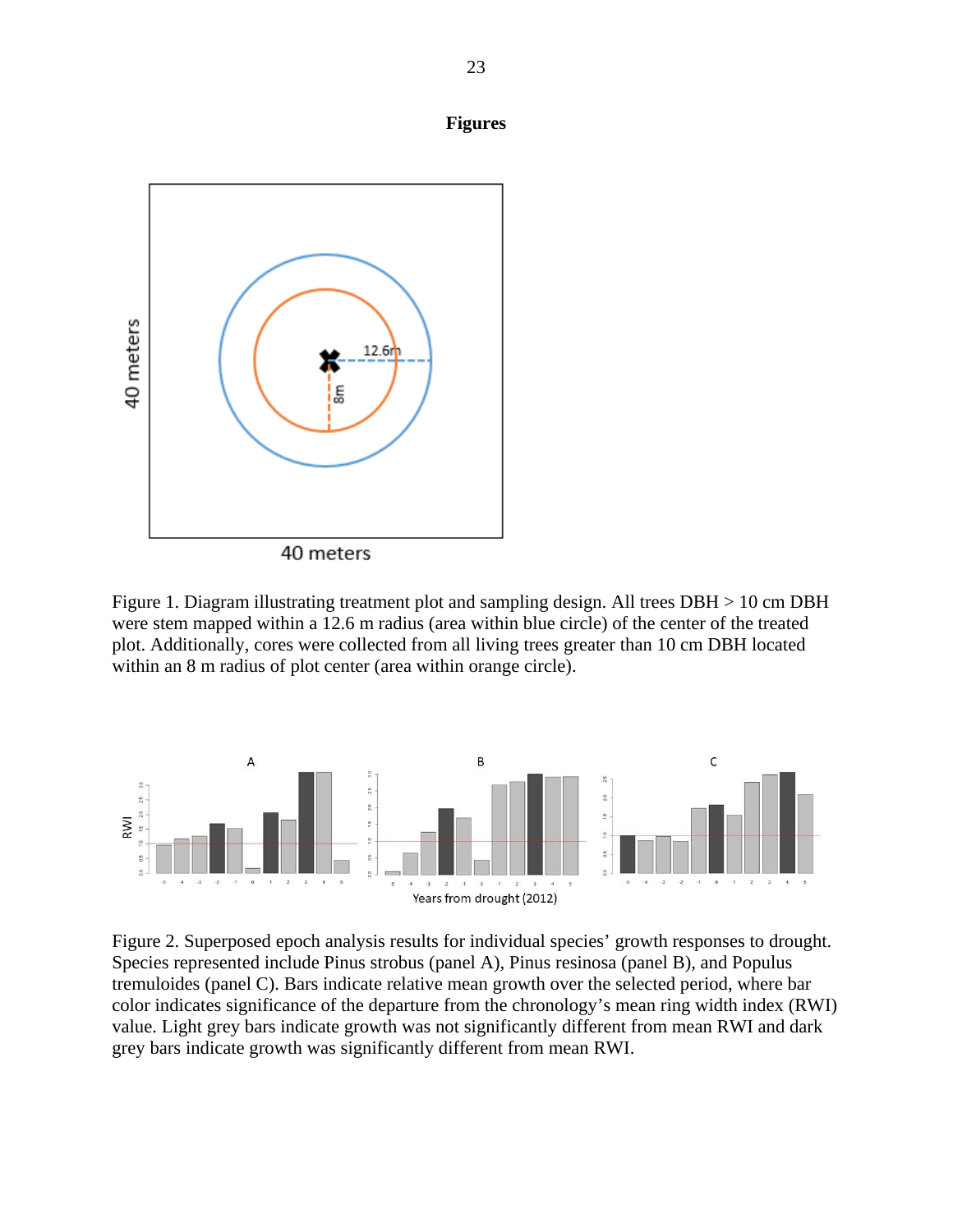**Figures**

Figure 1. Diagram illustrating treatment plot and sampling design. All trees DBH > 10 cm DBH were stem mapped within a 12.6 m radius (area within blue circle) of the center of the treated plot. Additionally, cores were collected from all living trees greater than 10 cm DBH located within an 8 m radius of plot center (area within orange circle).

Figure 2. Superposed epoch analysis results for individual species' growth responses to drought. Species represented include Pinus strobus (panel A), Pinus resinosa (panel B), and Populus tremuloides (panel C). Bars indicate relative mean growth over the selected period, where bar color indicates significance of the departure from the chronology's mean ring width index (RWI) value. Light grey bars indicate growth was not significantly different from mean RWI and dark grey bars indicate growth was significantly different from mean RWI.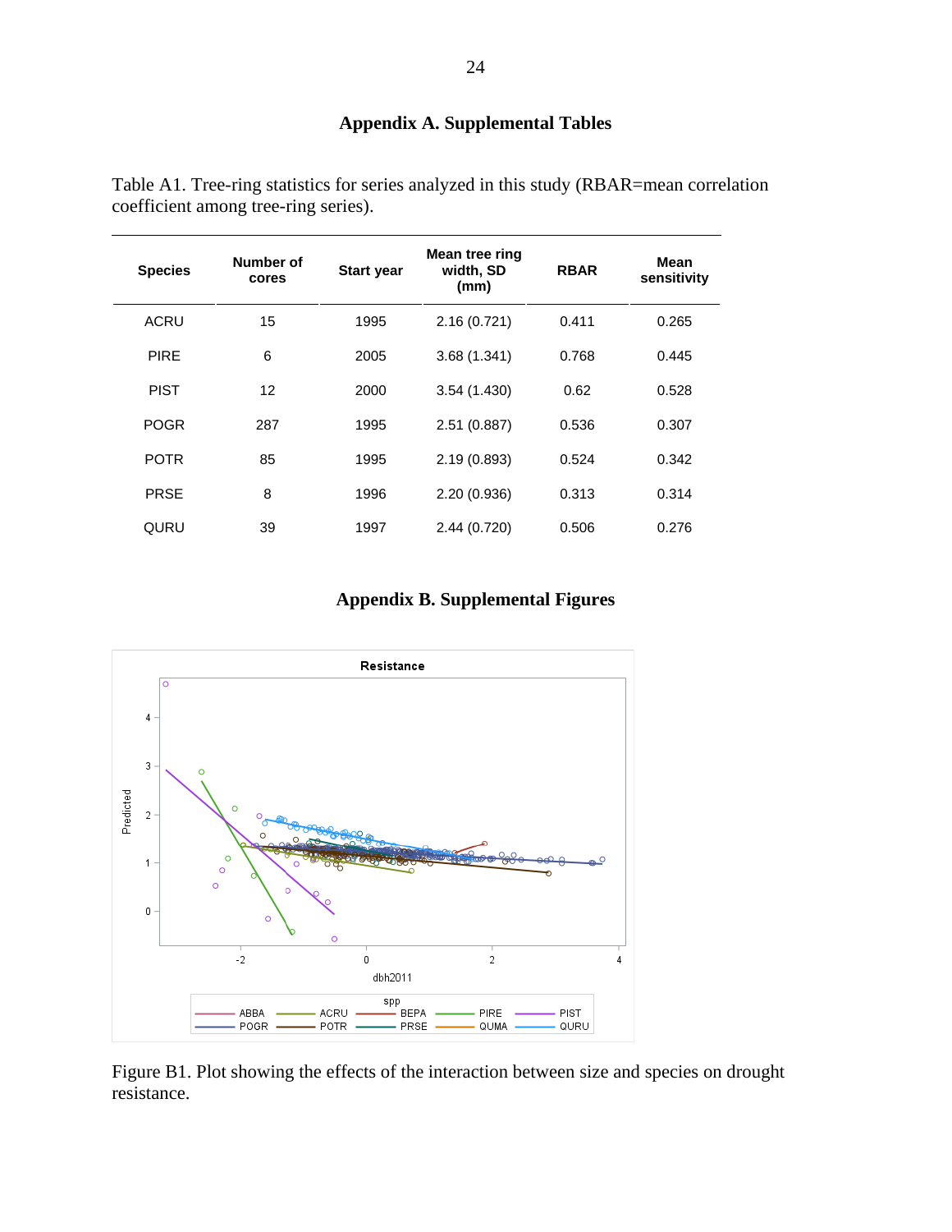# Appendix A. Supplemental Tables

Table A1. Tree-ring statistics for series analyzed in this study (RBAR=mean correlation coefficient among tree-ring series).

| Species | Number of cores | Start year | Mean tree ring width, SD (mm) | RBAR | Mean sensitivity |
|---|---|---|---|---|---|
| ACRU | 15 | 1995 | 2.16 (0.721) | 0.411 | 0.265 |
| PIRE | 6 | 2005 | 3.68 (1.341) | 0.768 | 0.445 |
| PIST | 12 | 2000 | 3.54 (1.430) | 0.62 | 0.528 |
| POGR | 287 | 1995 | 2.51 (0.887) | 0.536 | 0.307 |
| POTR | 85 | 1995 | 2.19 (0.893) | 0.524 | 0.342 |
| PRSE | 8 | 1996 | 2.20 (0.936) | 0.313 | 0.314 |
| QURU | 39 | 1997 | 2.44 (0.720) | 0.506 | 0.276 |

# Appendix B. Supplemental Figures

Figure B1. Plot showing the effects of the interaction between size and species on drought resistance.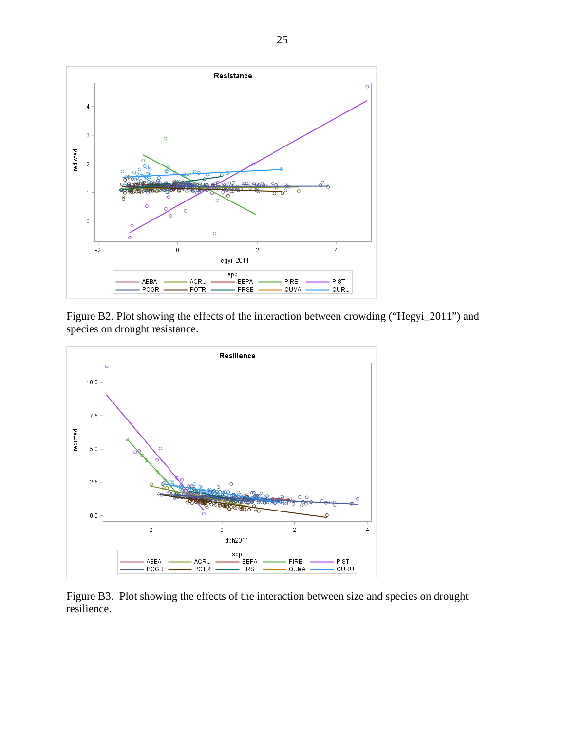Figure B2. Plot showing the effects of the interaction between crowding (“Hegyi_2011”) and species on drought resistance.

Figure B3.  Plot showing the effects of the interaction between size and species on drought resilience.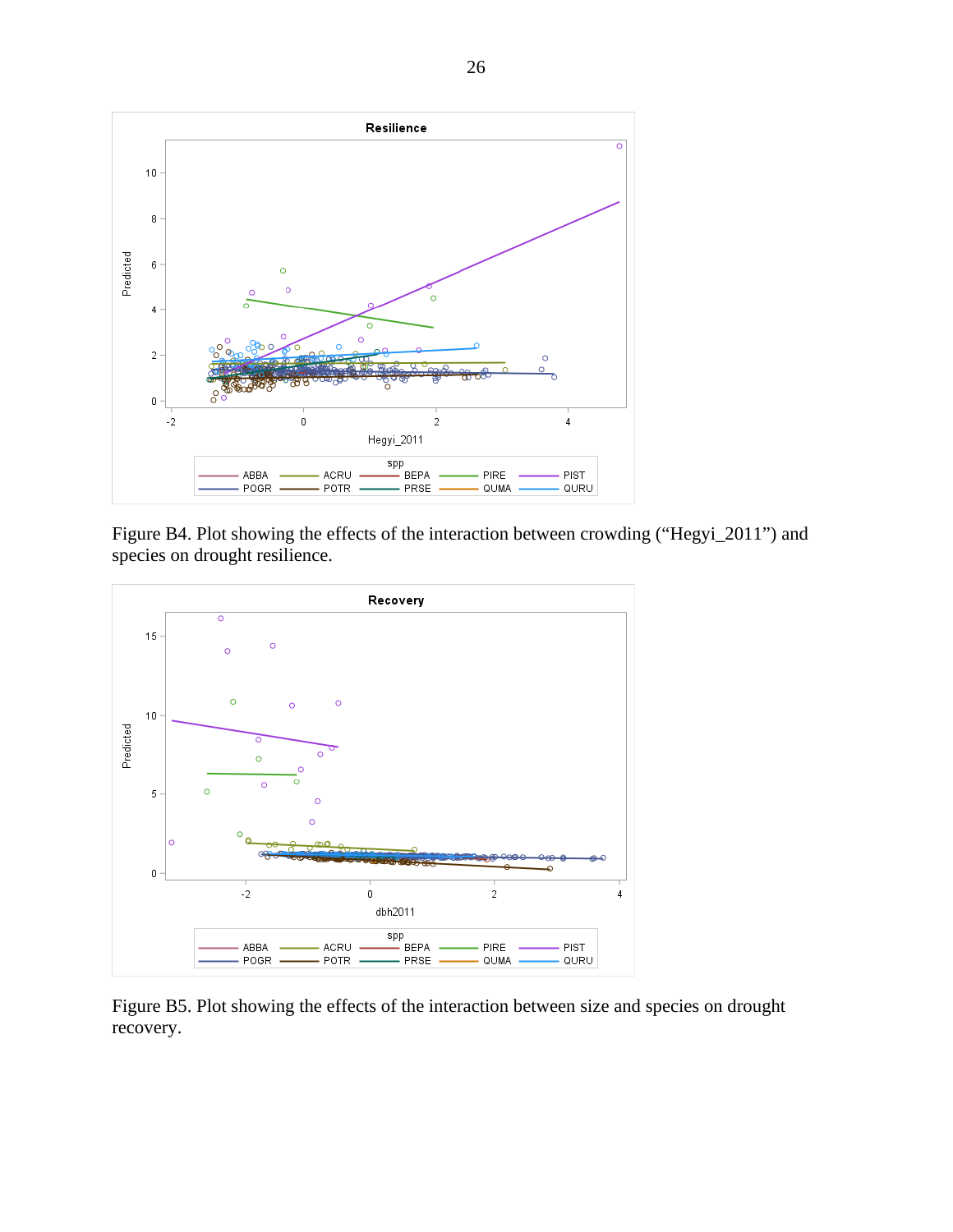Figure B4. Plot showing the effects of the interaction between crowding (“Hegyi_2011”) and species on drought resilience.

Figure B5. Plot showing the effects of the interaction between size and species on drought recovery.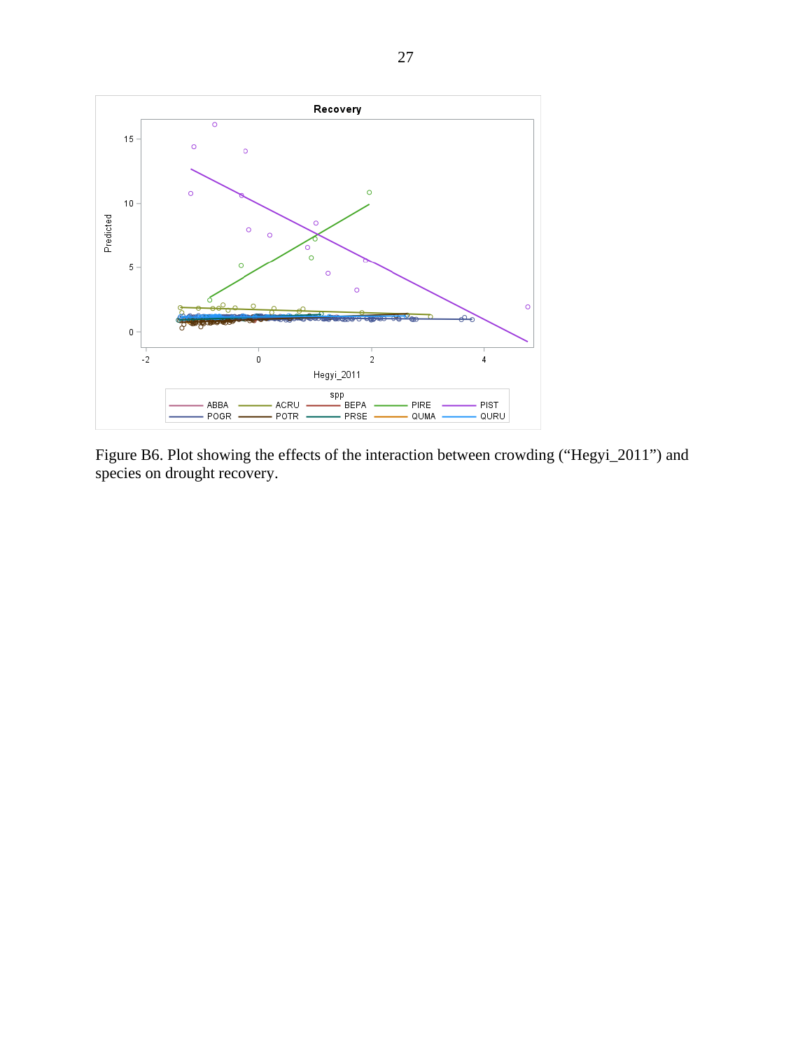Figure B6. Plot showing the effects of the interaction between crowding (“Hegyi_2011”) and species on drought recovery.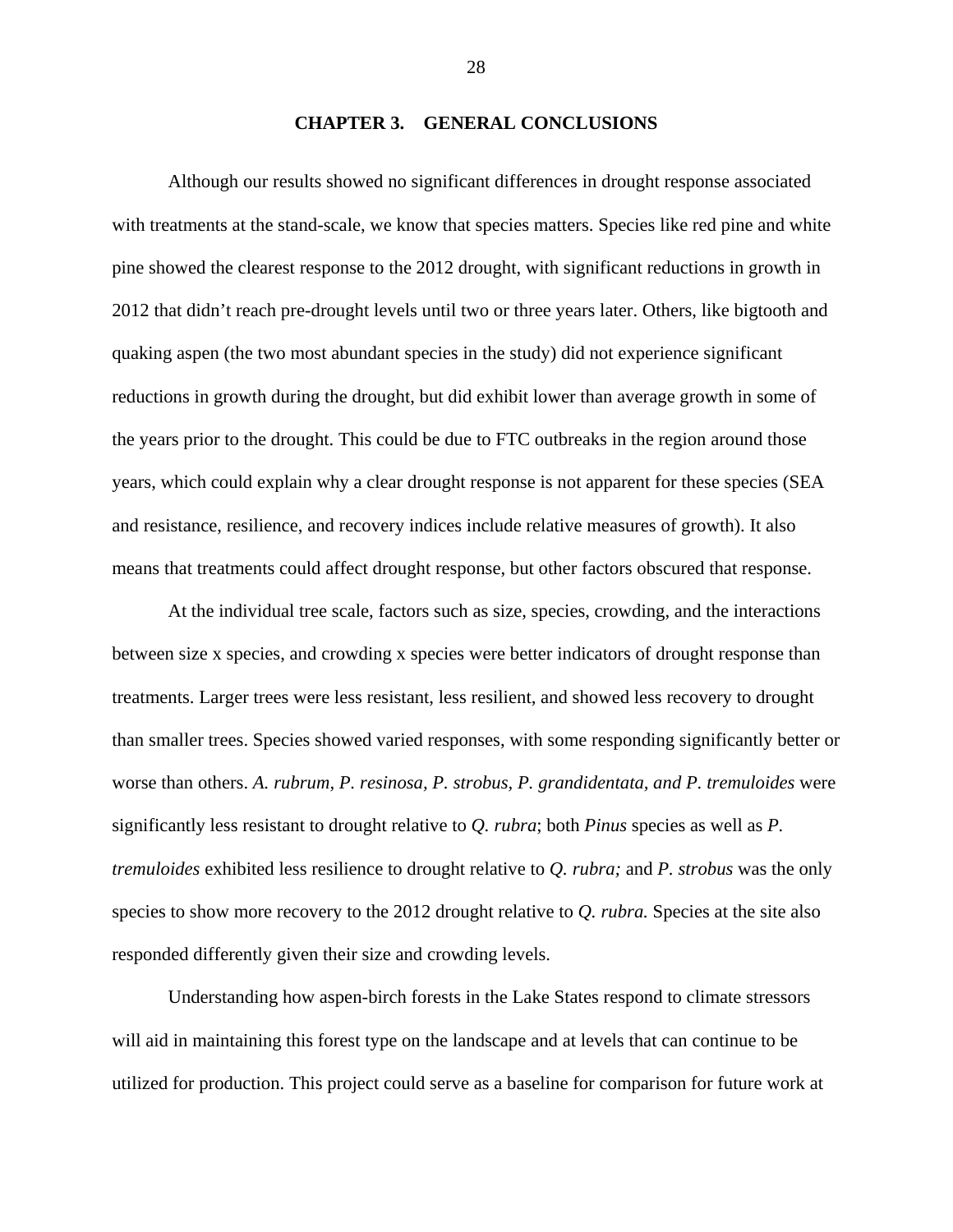# CHAPTER 3. GENERAL CONCLUSIONS

Although our results showed no significant differences in drought response associated with treatments at the stand-scale, we know that species matters. Species like red pine and white pine showed the clearest response to the 2012 drought, with significant reductions in growth in 2012 that didn't reach pre-drought levels until two or three years later. Others, like bigtooth and quaking aspen (the two most abundant species in the study) did not experience significant reductions in growth during the drought, but did exhibit lower than average growth in some of the years prior to the drought. This could be due to FTC outbreaks in the region around those years, which could explain why a clear drought response is not apparent for these species (SEA and resistance, resilience, and recovery indices include relative measures of growth). It also means that treatments could affect drought response, but other factors obscured that response.

At the individual tree scale, factors such as size, species, crowding, and the interactions between size x species, and crowding x species were better indicators of drought response than treatments. Larger trees were less resistant, less resilient, and showed less recovery to drought than smaller trees. Species showed varied responses, with some responding significantly better or worse than others. *A. rubrum, P. resinosa, P. strobus, P. grandidentata, and P. tremuloides* were significantly less resistant to drought relative to *Q. rubra*; both *Pinus* species as well as *P. tremuloides* exhibited less resilience to drought relative to *Q. rubra;* and *P. strobus* was the only species to show more recovery to the 2012 drought relative to *Q. rubra.* Species at the site also responded differently given their size and crowding levels.

Understanding how aspen-birch forests in the Lake States respond to climate stressors will aid in maintaining this forest type on the landscape and at levels that can continue to be utilized for production. This project could serve as a baseline for comparison for future work at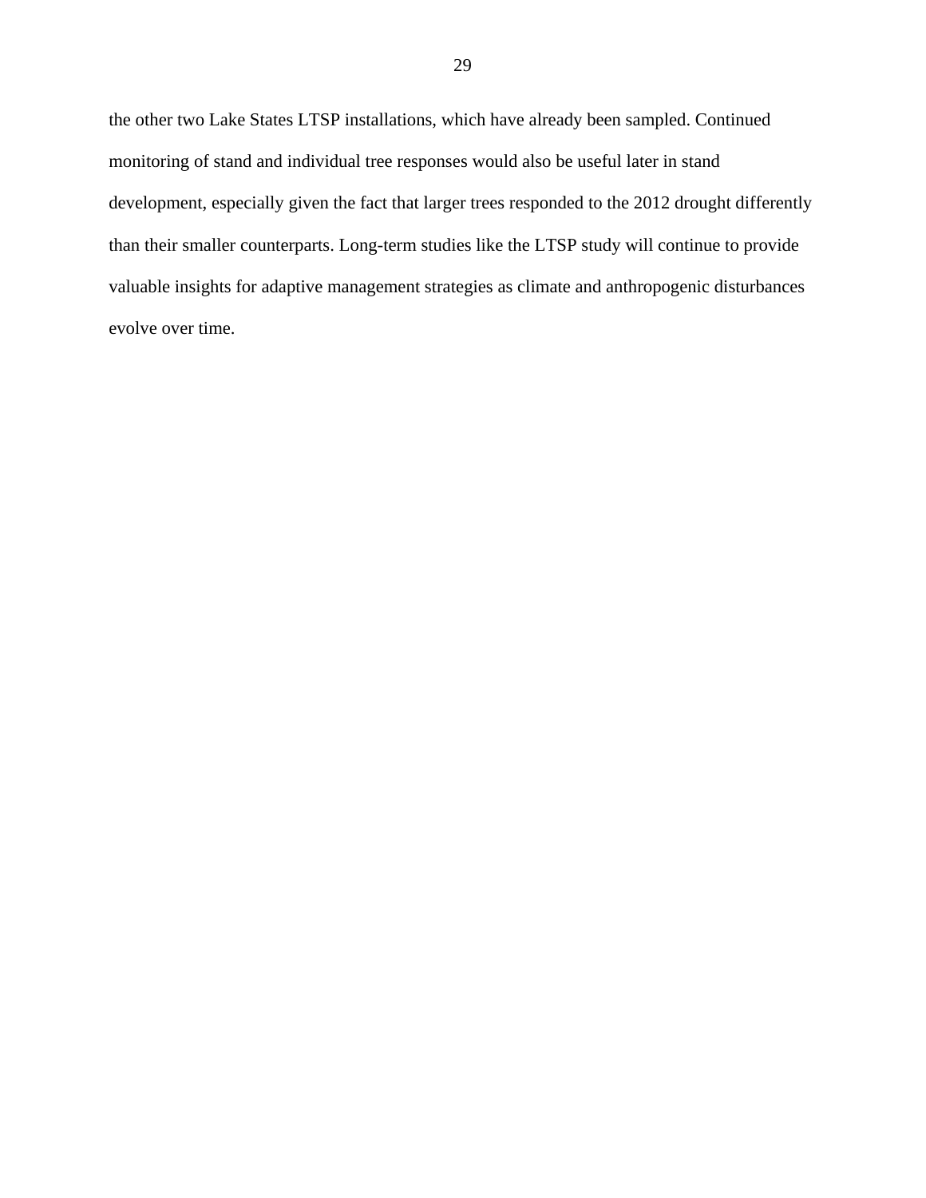the other two Lake States LTSP installations, which have already been sampled. Continued monitoring of stand and individual tree responses would also be useful later in stand development, especially given the fact that larger trees responded to the 2012 drought differently than their smaller counterparts. Long-term studies like the LTSP study will continue to provide valuable insights for adaptive management strategies as climate and anthropogenic disturbances evolve over time.